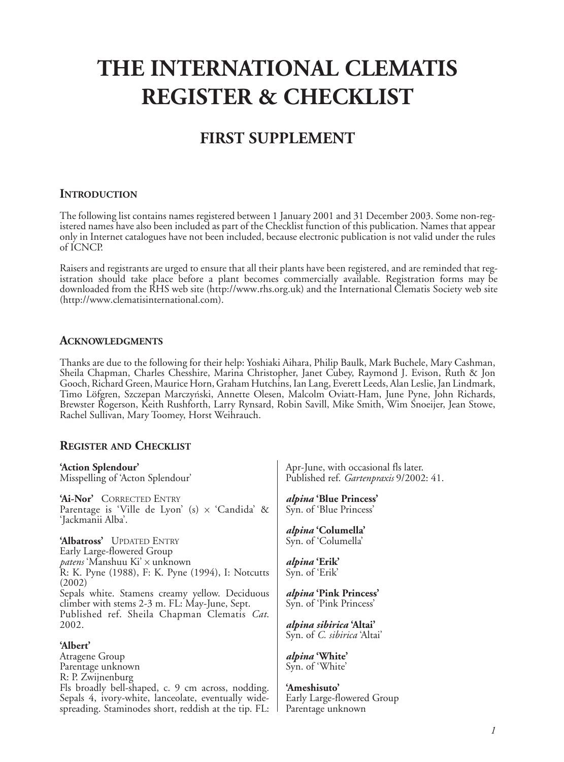# THE INTERNATIONAL CLEMATIS REGISTER & CHECKLIST

## FIRST SUPPLEMENT

### Introduction

The following list contains names registered between 1 January 2001 and 31 December 2003. Some non-registered names have also been included as part of the Checklist function of this publication. Names that appear only in Internet catalogues have not been included, because electronic publication is not valid under the rules of ICNCP.

Raisers and registrants are urged to ensure that all their plants have been registered, and are reminded that registration should take place before a plant becomes commercially available. Registration forms may be downloaded from the RHS web site (http://www.rhs.org.uk) and the International Clematis Society web site (http://www.clematisinternational.com).

### Acknowledgments

Thanks are due to the following for their help: Yoshiaki Aihara, Philip Baulk, Mark Buchele, Mary Cashman, Sheila Chapman, Charles Chesshire, Marina Christopher, Janet Cubey, Raymond J. Evison, Ruth & Jon Gooch, Richard Green, Maurice Horn, Graham Hutchins, Ian Lang, Everett Leeds, Alan Leslie, Jan Lindmark, Timo Löfgren, Szczepan Marczyński, Annette Olesen, Malcolm Oviatt-Ham, June Pyne, John Richards, Brewster Rogerson, Keith Rushforth, Larry Rynsard, Robin Savill, Mike Smith, Wim Snoeijer, Jean Stowe, Rachel Sullivan, Mary Toomey, Horst Weihrauch.

### Register and Checklist

**'Action Splendour'**
Misspelling of 'Acton Splendour'

**'Ai-Nor'** CORRECTED ENTRY
Parentage is 'Ville de Lyon' (s) × 'Candida' & 'Jackmanii Alba'.

**'Albatross'** UPDATED ENTRY
Early Large-flowered Group
*patens* 'Manshuu Ki' × unknown
R: K. Pyne (1988), F: K. Pyne (1994), I: Notcutts (2002)
Sepals white. Stamens creamy yellow. Deciduous climber with stems 2-3 m. FL: May-June, Sept.
Published ref. Sheila Chapman Clematis *Cat.* 2002.

**'Albert'**
Atragene Group
Parentage unknown
R: P. Zwijnenburg
Fls broadly bell-shaped, c. 9 cm across, nodding. Sepals 4, ivory-white, lanceolate, eventually wide-spreading. Staminodes short, reddish at the tip. FL: Apr-June, with occasional fls later.
Published ref. *Gartenpraxis* 9/2002: 41.

***alpina* 'Blue Princess'**
Syn. of 'Blue Princess'

***alpina* 'Columella'**
Syn. of 'Columella'

***alpina* 'Erik'**
Syn. of 'Erik'

***alpina* 'Pink Princess'**
Syn. of 'Pink Princess'

***alpina sibirica* 'Altai'**
Syn. of *C. sibirica* 'Altai'

***alpina* 'White'**
Syn. of 'White'

**'Ameshisuto'**
Early Large-flowered Group
Parentage unknown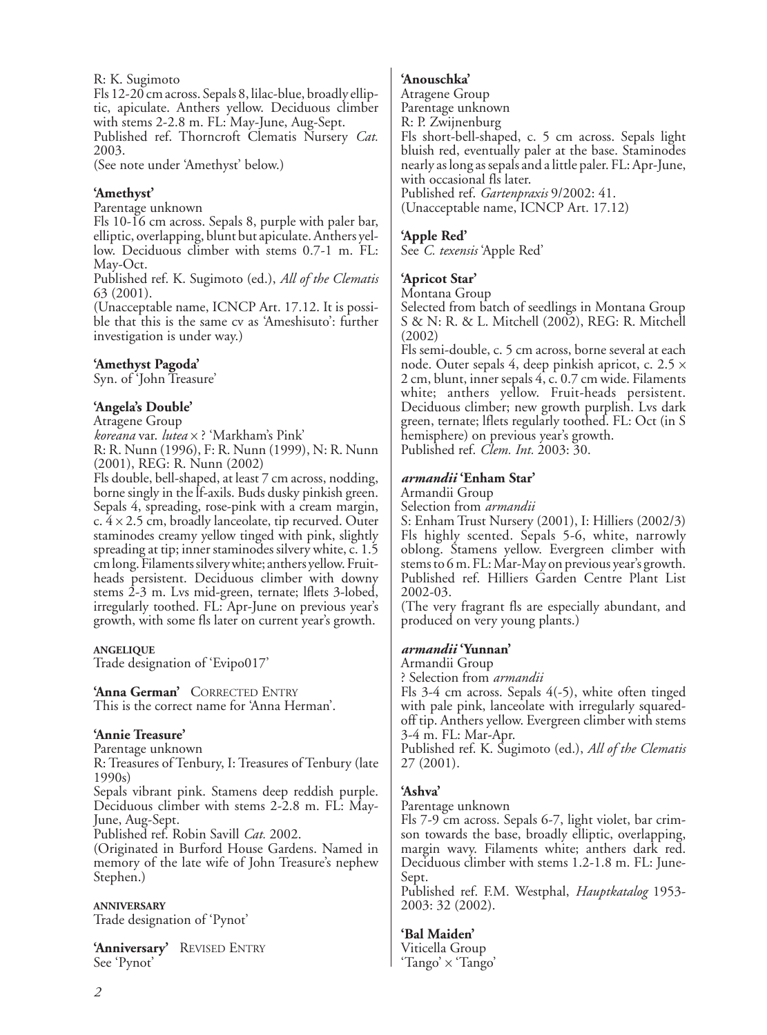R: K. Sugimoto
Fls 12-20 cm across. Sepals 8, lilac-blue, broadly elliptic, apiculate. Anthers yellow. Deciduous climber with stems 2-2.8 m. FL: May-June, Aug-Sept.
Published ref. Thorncroft Clematis Nursery *Cat.* 2003.
(See note under 'Amethyst' below.)

**'Amethyst'**
Parentage unknown
Fls 10-16 cm across. Sepals 8, purple with paler bar, elliptic, overlapping, blunt but apiculate. Anthers yellow. Deciduous climber with stems 0.7-1 m. FL: May-Oct.
Published ref. K. Sugimoto (ed.), *All of the Clematis* 63 (2001).
(Unacceptable name, ICNCP Art. 17.12. It is possible that this is the same cv as 'Ameshisuto': further investigation is under way.)

**'Amethyst Pagoda'**
Syn. of 'John Treasure'

**'Angela's Double'**
Atragene Group
*koreana* var. *lutea* × ? 'Markham's Pink'
R: R. Nunn (1996), F: R. Nunn (1999), N: R. Nunn (2001), REG: R. Nunn (2002)
Fls double, bell-shaped, at least 7 cm across, nodding, borne singly in the lf-axils. Buds dusky pinkish green. Sepals 4, spreading, rose-pink with a cream margin, c. 4 × 2.5 cm, broadly lanceolate, tip recurved. Outer staminodes creamy yellow tinged with pink, slightly spreading at tip; inner staminodes silvery white, c. 1.5 cm long. Filaments silvery white; anthers yellow. Fruit-heads persistent. Deciduous climber with downy stems 2-3 m. Lvs mid-green, ternate; lflets 3-lobed, irregularly toothed. FL: Apr-June on previous year's growth, with some fls later on current year's growth.

ANGELIQUE
Trade designation of 'Evipo017'

**'Anna German'** CORRECTED ENTRY
This is the correct name for 'Anna Herman'.

**'Annie Treasure'**
Parentage unknown
R: Treasures of Tenbury, I: Treasures of Tenbury (late 1990s)
Sepals vibrant pink. Stamens deep reddish purple. Deciduous climber with stems 2-2.8 m. FL: May-June, Aug-Sept.
Published ref. Robin Savill *Cat.* 2002.
(Originated in Burford House Gardens. Named in memory of the late wife of John Treasure's nephew Stephen.)

ANNIVERSARY
Trade designation of 'Pynot'

**'Anniversary'** REVISED ENTRY
See 'Pynot'

**'Anouschka'**
Atragene Group
Parentage unknown
R: P. Zwijnenburg
Fls short-bell-shaped, c. 5 cm across. Sepals light bluish red, eventually paler at the base. Staminodes nearly as long as sepals and a little paler. FL: Apr-June, with occasional fls later.
Published ref. *Gartenpraxis* 9/2002: 41.
(Unacceptable name, ICNCP Art. 17.12)

**'Apple Red'**
See *C. texensis* 'Apple Red'

**'Apricot Star'**
Montana Group
Selected from batch of seedlings in Montana Group
S & N: R. & L. Mitchell (2002), REG: R. Mitchell (2002)
Fls semi-double, c. 5 cm across, borne several at each node. Outer sepals 4, deep pinkish apricot, c. 2.5 × 2 cm, blunt, inner sepals 4, c. 0.7 cm wide. Filaments white; anthers yellow. Fruit-heads persistent. Deciduous climber; new growth purplish. Lvs dark green, ternate; lflets regularly toothed. FL: Oct (in S hemisphere) on previous year's growth.
Published ref. *Clem. Int.* 2003: 30.

***armandii* 'Enham Star'**
Armandii Group
Selection from *armandii*
S: Enham Trust Nursery (2001), I: Hilliers (2002/3)
Fls highly scented. Sepals 5-6, white, narrowly oblong. Stamens yellow. Evergreen climber with stems to 6 m. FL: Mar-May on previous year's growth.
Published ref. Hilliers Garden Centre Plant List 2002-03.
(The very fragrant fls are especially abundant, and produced on very young plants.)

***armandii* 'Yunnan'**
Armandii Group
? Selection from *armandii*
Fls 3-4 cm across. Sepals 4(-5), white often tinged with pale pink, lanceolate with irregularly squared-off tip. Anthers yellow. Evergreen climber with stems 3-4 m. FL: Mar-Apr.
Published ref. K. Sugimoto (ed.), *All of the Clematis* 27 (2001).

**'Ashva'**
Parentage unknown
Fls 7-9 cm across. Sepals 6-7, light violet, bar crimson towards the base, broadly elliptic, overlapping, margin wavy. Filaments white; anthers dark red. Deciduous climber with stems 1.2-1.8 m. FL: June-Sept.
Published ref. F.M. Westphal, *Hauptkatalog* 1953-2003: 32 (2002).

**'Bal Maiden'**
Viticella Group
'Tango' × 'Tango'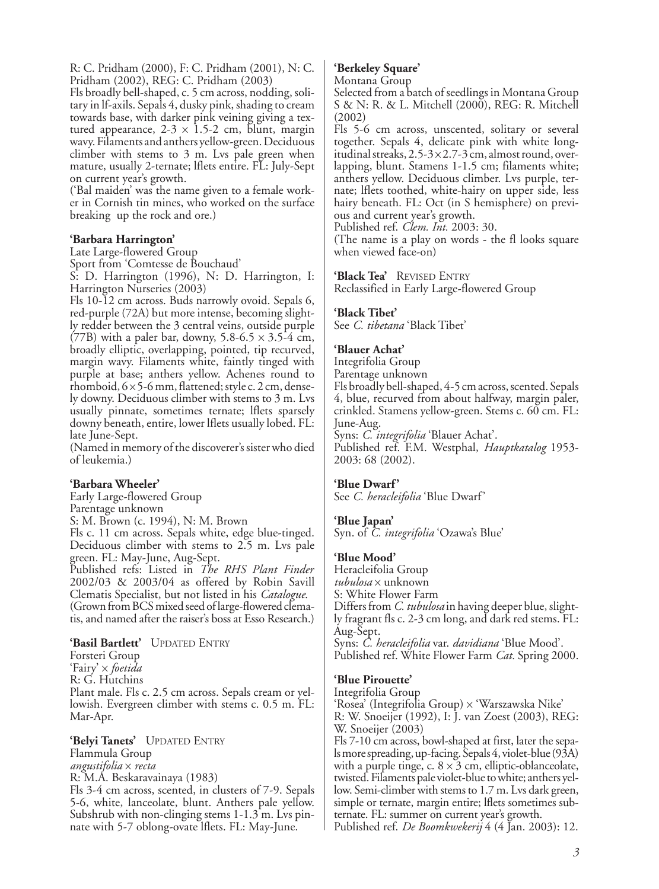R: C. Pridham (2000), F: C. Pridham (2001), N: C. Pridham (2002), REG: C. Pridham (2003)

Fls broadly bell-shaped, c. 5 cm across, nodding, solitary in lf-axils. Sepals 4, dusky pink, shading to cream towards base, with darker pink veining giving a textured appearance, 2-3 × 1.5-2 cm, blunt, margin wavy. Filaments and anthers yellow-green. Deciduous climber with stems to 3 m. Lvs pale green when mature, usually 2-ternate; lflets entire. FL: July-Sept on current year's growth.

('Bal maiden' was the name given to a female worker in Cornish tin mines, who worked on the surface breaking up the rock and ore.)

**'Barbara Harrington'**

Late Large-flowered Group

Sport from 'Comtesse de Bouchaud'

S: D. Harrington (1996), N: D. Harrington, I: Harrington Nurseries (2003)

Fls 10-12 cm across. Buds narrowly ovoid. Sepals 6, red-purple (72A) but more intense, becoming slightly redder between the 3 central veins, outside purple (77B) with a paler bar, downy, 5.8-6.5 × 3.5-4 cm, broadly elliptic, overlapping, pointed, tip recurved, margin wavy. Filaments white, faintly tinged with purple at base; anthers yellow. Achenes round to rhomboid, 6 × 5-6 mm, flattened; style c. 2 cm, densely downy. Deciduous climber with stems to 3 m. Lvs usually pinnate, sometimes ternate; lflets sparsely downy beneath, entire, lower lflets usually lobed. FL: late June-Sept.

(Named in memory of the discoverer's sister who died of leukemia.)

**'Barbara Wheeler'**

Early Large-flowered Group

Parentage unknown

S: M. Brown (c. 1994), N: M. Brown

Fls c. 11 cm across. Sepals white, edge blue-tinged. Deciduous climber with stems to 2.5 m. Lvs pale green. FL: May-June, Aug-Sept.

Published refs: Listed in *The RHS Plant Finder* 2002/03 & 2003/04 as offered by Robin Savill Clematis Specialist, but not listed in his *Catalogue.*

(Grown from BCS mixed seed of large-flowered clematis, and named after the raiser's boss at Esso Research.)

**'Basil Bartlett'** UPDATED ENTRY

Forsteri Group

'Fairy' × *foetida*

R: G. Hutchins

Plant male. Fls c. 2.5 cm across. Sepals cream or yellowish. Evergreen climber with stems c. 0.5 m. FL: Mar-Apr.

**'Belyi Tanets'** UPDATED ENTRY

Flammula Group

*angustifolia* × *recta*

R: M.A. Beskaravainaya (1983)

Fls 3-4 cm across, scented, in clusters of 7-9. Sepals 5-6, white, lanceolate, blunt. Anthers pale yellow. Subshrub with non-clinging stems 1-1.3 m. Lvs pinnate with 5-7 oblong-ovate lflets. FL: May-June.

**'Berkeley Square'**

Montana Group

Selected from a batch of seedlings in Montana Group

S & N: R. & L. Mitchell (2000), REG: R. Mitchell (2002)

Fls 5-6 cm across, unscented, solitary or several together. Sepals 4, delicate pink with white longitudinal streaks, 2.5-3 × 2.7-3 cm, almost round, overlapping, blunt. Stamens 1-1.5 cm; filaments white; anthers yellow. Deciduous climber. Lvs purple, ternate; lflets toothed, white-hairy on upper side, less hairy beneath. FL: Oct (in S hemisphere) on previous and current year's growth.

Published ref. *Clem. Int.* 2003: 30.

(The name is a play on words - the fl looks square when viewed face-on)

**'Black Tea'** REVISED ENTRY

Reclassified in Early Large-flowered Group

**'Black Tibet'**

See *C. tibetana* 'Black Tibet'

**'Blauer Achat'**

Integrifolia Group

Parentage unknown

Fls broadly bell-shaped, 4-5 cm across, scented. Sepals 4, blue, recurved from about halfway, margin paler, crinkled. Stamens yellow-green. Stems c. 60 cm. FL: June-Aug.

Syns: *C. integrifolia* 'Blauer Achat'.

Published ref. F.M. Westphal, *Hauptkatalog* 1953-2003: 68 (2002).

**'Blue Dwarf'**

See *C. heracleifolia* 'Blue Dwarf'

**'Blue Japan'**

Syn. of *C. integrifolia* 'Ozawa's Blue'

**'Blue Mood'**

Heracleifolia Group

*tubulosa* × unknown

S: White Flower Farm

Differs from *C. tubulosa* in having deeper blue, slightly fragrant fls c. 2-3 cm long, and dark red stems. FL: Aug-Sept.

Syns: *C. heracleifolia* var. *davidiana* 'Blue Mood'.

Published ref. White Flower Farm *Cat.* Spring 2000.

**'Blue Pirouette'**

Integrifolia Group

'Rosea' (Integrifolia Group) × 'Warszawska Nike'

R: W. Snoeijer (1992), I: J. van Zoest (2003), REG: W. Snoeijer (2003)

Fls 7-10 cm across, bowl-shaped at first, later the sepals more spreading, up-facing. Sepals 4, violet-blue (93A) with a purple tinge, c. 8 × 3 cm, elliptic-oblanceolate, twisted. Filaments pale violet-blue to white; anthers yellow. Semi-climber with stems to 1.7 m. Lvs dark green, simple or ternate, margin entire; lflets sometimes subternate. FL: summer on current year's growth.

Published ref. *De Boomkwekerij* 4 (4 Jan. 2003): 12.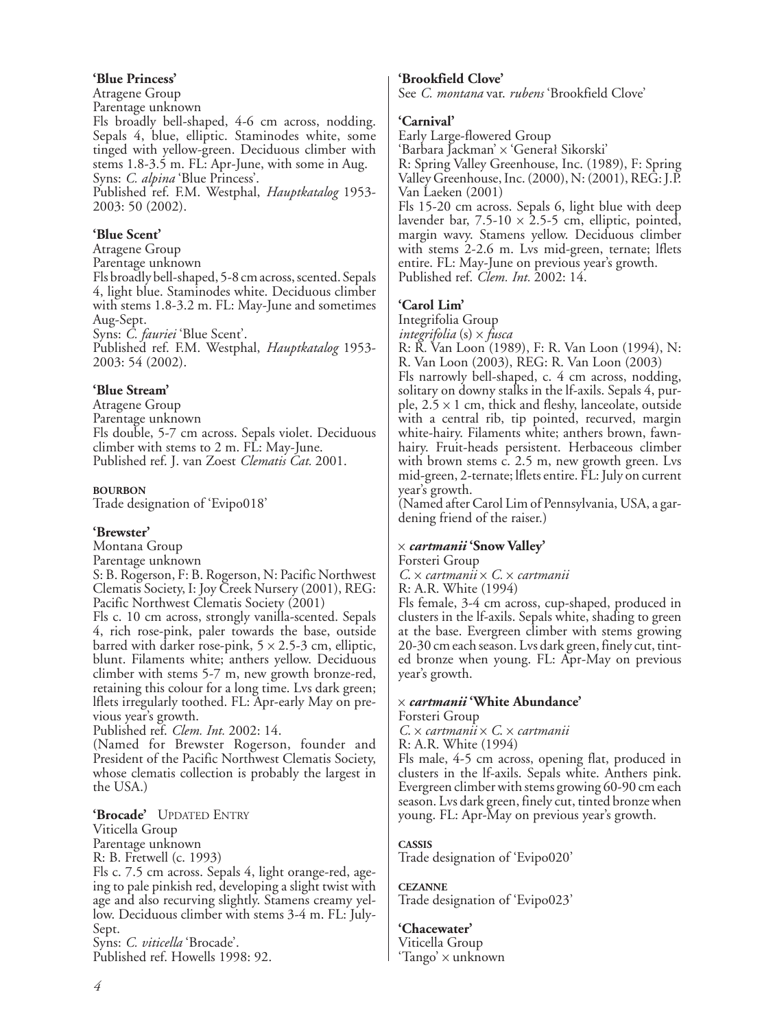**'Blue Princess'**
Atragene Group
Parentage unknown
Fls broadly bell-shaped, 4-6 cm across, nodding. Sepals 4, blue, elliptic. Staminodes white, some tinged with yellow-green. Deciduous climber with stems 1.8-3.5 m. FL: Apr-June, with some in Aug.
Syns: *C. alpina* 'Blue Princess'.
Published ref. F.M. Westphal, *Hauptkatalog* 1953-2003: 50 (2002).

**'Blue Scent'**
Atragene Group
Parentage unknown
Fls broadly bell-shaped, 5-8 cm across, scented. Sepals 4, light blue. Staminodes white. Deciduous climber with stems 1.8-3.2 m. FL: May-June and sometimes Aug-Sept.
Syns: *C. fauriei* 'Blue Scent'.
Published ref. F.M. Westphal, *Hauptkatalog* 1953-2003: 54 (2002).

**'Blue Stream'**
Atragene Group
Parentage unknown
Fls double, 5-7 cm across. Sepals violet. Deciduous climber with stems to 2 m. FL: May-June.
Published ref. J. van Zoest *Clematis Cat.* 2001.

**BOURBON**
Trade designation of 'Evipo018'

**'Brewster'**
Montana Group
Parentage unknown
S: B. Rogerson, F: B. Rogerson, N: Pacific Northwest Clematis Society, I: Joy Creek Nursery (2001), REG: Pacific Northwest Clematis Society (2001)
Fls c. 10 cm across, strongly vanilla-scented. Sepals 4, rich rose-pink, paler towards the base, outside barred with darker rose-pink, 5 × 2.5-3 cm, elliptic, blunt. Filaments white; anthers yellow. Deciduous climber with stems 5-7 m, new growth bronze-red, retaining this colour for a long time. Lvs dark green; lflets irregularly toothed. FL: Apr-early May on previous year's growth.
Published ref. *Clem. Int.* 2002: 14.
(Named for Brewster Rogerson, founder and President of the Pacific Northwest Clematis Society, whose clematis collection is probably the largest in the USA.)

**'Brocade'** UPDATED ENTRY
Viticella Group
Parentage unknown
R: B. Fretwell (c. 1993)
Fls c. 7.5 cm across. Sepals 4, light orange-red, ageing to pale pinkish red, developing a slight twist with age and also recurving slightly. Stamens creamy yellow. Deciduous climber with stems 3-4 m. FL: July-Sept.
Syns: *C. viticella* 'Brocade'.
Published ref. Howells 1998: 92.

**'Brookfield Clove'**
See *C. montana* var. *rubens* 'Brookfield Clove'

**'Carnival'**
Early Large-flowered Group
'Barbara Jackman' × 'General Sikorski'
R: Spring Valley Greenhouse, Inc. (1989), F: Spring Valley Greenhouse, Inc. (2000), N: (2001), REG: J.P. Van Laeken (2001)
Fls 15-20 cm across. Sepals 6, light blue with deep lavender bar, 7.5-10 × 2.5-5 cm, elliptic, pointed, margin wavy. Stamens yellow. Deciduous climber with stems 2-2.6 m. Lvs mid-green, ternate; lflets entire. FL: May-June on previous year's growth.
Published ref. *Clem. Int.* 2002: 14.

**'Carol Lim'**
Integrifolia Group
*integrifolia* (s) × *fusca*
R: R. Van Loon (1989), F: R. Van Loon (1994), N: R. Van Loon (2003), REG: R. Van Loon (2003)
Fls narrowly bell-shaped, c. 4 cm across, nodding, solitary on downy stalks in the lf-axils. Sepals 4, purple, 2.5 × 1 cm, thick and fleshy, lanceolate, outside with a central rib, tip pointed, recurved, margin white-hairy. Filaments white; anthers brown, fawn-hairy. Fruit-heads persistent. Herbaceous climber with brown stems c. 2.5 m, new growth green. Lvs mid-green, 2-ternate; lflets entire. FL: July on current year's growth.
(Named after Carol Lim of Pennsylvania, USA, a gardening friend of the raiser.)

**× *cartmanii* 'Snow Valley'**
Forsteri Group
*C.* × *cartmanii* × *C.* × *cartmanii*
R: A.R. White (1994)
Fls female, 3-4 cm across, cup-shaped, produced in clusters in the lf-axils. Sepals white, shading to green at the base. Evergreen climber with stems growing 20-30 cm each season. Lvs dark green, finely cut, tinted bronze when young. FL: Apr-May on previous year's growth.

**× *cartmanii* 'White Abundance'**
Forsteri Group
*C.* × *cartmanii* × *C.* × *cartmanii*
R: A.R. White (1994)
Fls male, 4-5 cm across, opening flat, produced in clusters in the lf-axils. Sepals white. Anthers pink. Evergreen climber with stems growing 60-90 cm each season. Lvs dark green, finely cut, tinted bronze when young. FL: Apr-May on previous year's growth.

**CASSIS**
Trade designation of 'Evipo020'

**CEZANNE**
Trade designation of 'Evipo023'

**'Chacewater'**
Viticella Group
'Tango' × unknown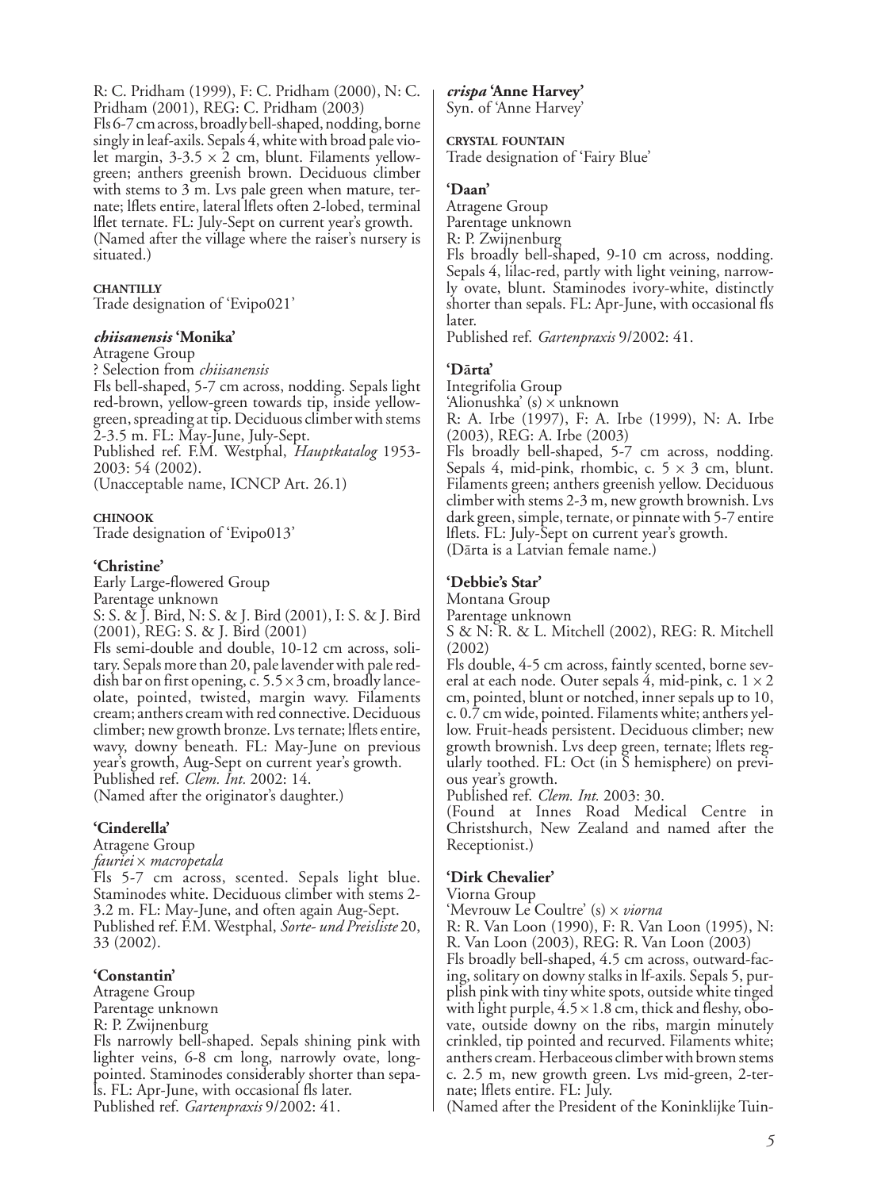R: C. Pridham (1999), F: C. Pridham (2000), N: C. Pridham (2001), REG: C. Pridham (2003)
Fls 6-7 cm across, broadly bell-shaped, nodding, borne singly in leaf-axils. Sepals 4, white with broad pale violet margin, 3-3.5 × 2 cm, blunt. Filaments yellow-green; anthers greenish brown. Deciduous climber with stems to 3 m. Lvs pale green when mature, ternate; lflets entire, lateral lflets often 2-lobed, terminal lflet ternate. FL: July-Sept on current year's growth.
(Named after the village where the raiser's nursery is situated.)

**CHANTILLY**
Trade designation of 'Evipo021'

***chiisanensis*** **'Monika'**
Atragene Group
? Selection from *chiisanensis*
Fls bell-shaped, 5-7 cm across, nodding. Sepals light red-brown, yellow-green towards tip, inside yellow-green, spreading at tip. Deciduous climber with stems 2-3.5 m. FL: May-June, July-Sept.
Published ref. F.M. Westphal, *Hauptkatalog* 1953-2003: 54 (2002).
(Unacceptable name, ICNCP Art. 26.1)

**CHINOOK**
Trade designation of 'Evipo013'

**'Christine'**
Early Large-flowered Group
Parentage unknown
S: S. & J. Bird, N: S. & J. Bird (2001), I: S. & J. Bird (2001), REG: S. & J. Bird (2001)
Fls semi-double and double, 10-12 cm across, solitary. Sepals more than 20, pale lavender with pale reddish bar on first opening, c. 5.5 × 3 cm, broadly lanceolate, pointed, twisted, margin wavy. Filaments cream; anthers cream with red connective. Deciduous climber; new growth bronze. Lvs ternate; lflets entire, wavy, downy beneath. FL: May-June on previous year's growth, Aug-Sept on current year's growth.
Published ref. *Clem. Int.* 2002: 14.
(Named after the originator's daughter.)

**'Cinderella'**
Atragene Group
*fauriei* × *macropetala*
Fls 5-7 cm across, scented. Sepals light blue. Staminodes white. Deciduous climber with stems 2-3.2 m. FL: May-June, and often again Aug-Sept.
Published ref. F.M. Westphal, *Sorte- und Preisliste* 20, 33 (2002).

**'Constantin'**
Atragene Group
Parentage unknown
R: P. Zwijnenburg
Fls narrowly bell-shaped. Sepals shining pink with lighter veins, 6-8 cm long, narrowly ovate, long-pointed. Staminodes considerably shorter than sepals. FL: Apr-June, with occasional fls later.
Published ref. *Gartenpraxis* 9/2002: 41.

***crispa*** **'Anne Harvey'**
Syn. of 'Anne Harvey'

**CRYSTAL FOUNTAIN**
Trade designation of 'Fairy Blue'

**'Daan'**
Atragene Group
Parentage unknown
R: P. Zwijnenburg
Fls broadly bell-shaped, 9-10 cm across, nodding. Sepals 4, lilac-red, partly with light veining, narrowly ovate, blunt. Staminodes ivory-white, distinctly shorter than sepals. FL: Apr-June, with occasional fls later.
Published ref. *Gartenpraxis* 9/2002: 41.

**'Dārta'**
Integrifolia Group
'Alionushka' (s) × unknown
R: A. Irbe (1997), F: A. Irbe (1999), N: A. Irbe (2003), REG: A. Irbe (2003)
Fls broadly bell-shaped, 5-7 cm across, nodding. Sepals 4, mid-pink, rhombic, c. 5 × 3 cm, blunt. Filaments green; anthers greenish yellow. Deciduous climber with stems 2-3 m, new growth brownish. Lvs dark green, simple, ternate, or pinnate with 5-7 entire lflets. FL: July-Sept on current year's growth.
(Dārta is a Latvian female name.)

**'Debbie's Star'**
Montana Group
Parentage unknown
S & N: R. & L. Mitchell (2002), REG: R. Mitchell (2002)
Fls double, 4-5 cm across, faintly scented, borne several at each node. Outer sepals 4, mid-pink, c. 1 × 2 cm, pointed, blunt or notched, inner sepals up to 10, c. 0.7 cm wide, pointed. Filaments white; anthers yellow. Fruit-heads persistent. Deciduous climber; new growth brownish. Lvs deep green, ternate; lflets regularly toothed. FL: Oct (in S hemisphere) on previous year's growth.
Published ref. *Clem. Int.* 2003: 30.
(Found at Innes Road Medical Centre in Christchurch, New Zealand and named after the Receptionist.)

**'Dirk Chevalier'**
Viorna Group
'Mevrouw Le Coultre' (s) × *viorna*
R: R. Van Loon (1990), F: R. Van Loon (1995), N: R. Van Loon (2003), REG: R. Van Loon (2003)
Fls broadly bell-shaped, 4.5 cm across, outward-facing, solitary on downy stalks in lf-axils. Sepals 5, purplish pink with tiny white spots, outside white tinged with light purple, 4.5 × 1.8 cm, thick and fleshy, obovate, outside downy on the ribs, margin minutely crinkled, tip pointed and recurved. Filaments white; anthers cream. Herbaceous climber with brown stems c. 2.5 m, new growth green. Lvs mid-green, 2-ternate; lflets entire. FL: July.
(Named after the President of the Koninklijke Tuin-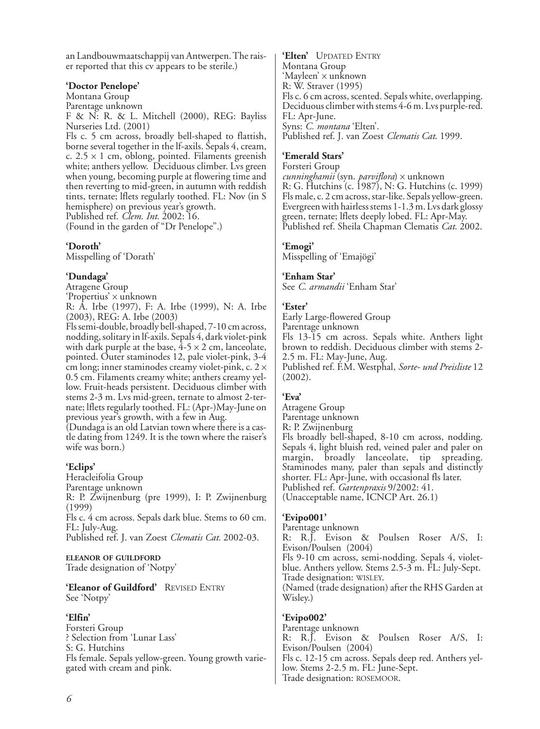an Landbouwmaatschappij van Antwerpen. The raiser reported that this cv appears to be sterile.)

**'Doctor Penelope'**
Montana Group
Parentage unknown
F & N: R. & L. Mitchell (2000), REG: Bayliss Nurseries Ltd. (2001)
Fls c. 5 cm across, broadly bell-shaped to flattish, borne several together in the lf-axils. Sepals 4, cream, c. 2.5 × 1 cm, oblong, pointed. Filaments greenish white; anthers yellow. Deciduous climber. Lvs green when young, becoming purple at flowering time and then reverting to mid-green, in autumn with reddish tints, ternate; lflets regularly toothed. FL: Nov (in S hemisphere) on previous year's growth.
Published ref. *Clem. Int.* 2002: 16.
(Found in the garden of "Dr Penelope".)

**'Doroth'**
Misspelling of 'Dorath'

**'Dundaga'**
Atragene Group
'Propertius' × unknown
R: A. Irbe (1997), F: A. Irbe (1999), N: A. Irbe (2003), REG: A. Irbe (2003)
Fls semi-double, broadly bell-shaped, 7-10 cm across, nodding, solitary in lf-axils. Sepals 4, dark violet-pink with dark purple at the base, 4-5 × 2 cm, lanceolate, pointed. Outer staminodes 12, pale violet-pink, 3-4 cm long; inner staminodes creamy violet-pink, c. 2 × 0.5 cm. Filaments creamy white; anthers creamy yellow. Fruit-heads persistent. Deciduous climber with stems 2-3 m. Lvs mid-green, ternate to almost 2-ternate; lflets regularly toothed. FL: (Apr-)May-June on previous year's growth, with a few in Aug.
(Dundaga is an old Latvian town where there is a castle dating from 1249. It is the town where the raiser's wife was born.)

**'Eclips'**
Heracleifolia Group
Parentage unknown
R: P. Zwijnenburg (pre 1999), I: P. Zwijnenburg (1999)
Fls c. 4 cm across. Sepals dark blue. Stems to 60 cm. FL: July-Aug.
Published ref. J. van Zoest *Clematis Cat.* 2002-03.

**ELEANOR OF GUILDFORD**
Trade designation of 'Notpy'

**'Eleanor of Guildford'** REVISED ENTRY
See 'Notpy'

**'Elfin'**
Forsteri Group
? Selection from 'Lunar Lass'
S: G. Hutchins
Fls female. Sepals yellow-green. Young growth variegated with cream and pink.

**'Elten'** UPDATED ENTRY
Montana Group
'Mayleen' × unknown
R: W. Straver (1995)
Fls c. 6 cm across, scented. Sepals white, overlapping. Deciduous climber with stems 4-6 m. Lvs purple-red. FL: Apr-June.
Syns: *C. montana* 'Elten'.
Published ref. J. van Zoest *Clematis Cat.* 1999.

**'Emerald Stars'**
Forsteri Group
*cunninghamii* (syn. *parviflora*) × unknown
R: G. Hutchins (c. 1987), N: G. Hutchins (c. 1999)
Fls male, c. 2 cm across, star-like. Sepals yellow-green. Evergreen with hairless stems 1-1.3 m. Lvs dark glossy green, ternate; lflets deeply lobed. FL: Apr-May.
Published ref. Sheila Chapman Clematis *Cat.* 2002.

**'Emogi'**
Misspelling of 'Emajögi'

**'Enham Star'**
See *C. armandii* 'Enham Star'

**'Ester'**
Early Large-flowered Group
Parentage unknown
Fls 13-15 cm across. Sepals white. Anthers light brown to reddish. Deciduous climber with stems 2-2.5 m. FL: May-June, Aug.
Published ref. F.M. Westphal, *Sorte- und Preisliste* 12 (2002).

**'Eva'**
Atragene Group
Parentage unknown
R: P. Zwijnenburg
Fls broadly bell-shaped, 8-10 cm across, nodding. Sepals 4, light bluish red, veined paler and paler on margin, broadly lanceolate, tip spreading. Staminodes many, paler than sepals and distinctly shorter. FL: Apr-June, with occasional fls later.
Published ref. *Gartenpraxis* 9/2002: 41.
(Unacceptable name, ICNCP Art. 26.1)

**'Evipo001'**
Parentage unknown
R: R.J. Evison & Poulsen Roser A/S, I: Evison/Poulsen (2004)
Fls 9-10 cm across, semi-nodding. Sepals 4, violet-blue. Anthers yellow. Stems 2.5-3 m. FL: July-Sept.
Trade designation: WISLEY.
(Named (trade designation) after the RHS Garden at Wisley.)

**'Evipo002'**
Parentage unknown
R: R.J. Evison & Poulsen Roser A/S, I: Evison/Poulsen (2004)
Fls c. 12-15 cm across. Sepals deep red. Anthers yellow. Stems 2-2.5 m. FL: June-Sept.
Trade designation: ROSEMOOR.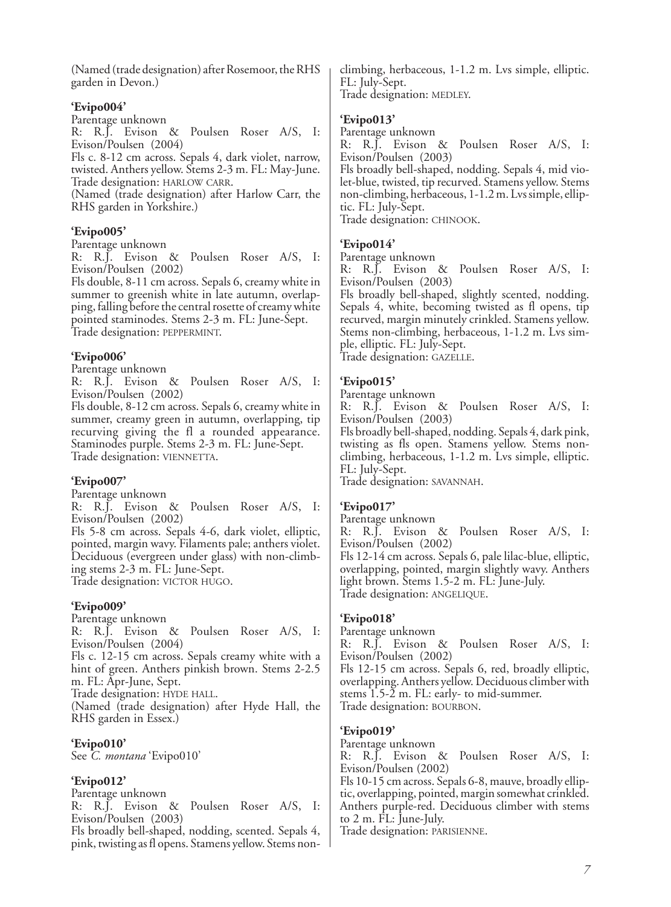(Named (trade designation) after Rosemoor, the RHS garden in Devon.)

**'Evipo004'**

Parentage unknown

R: R.J. Evison & Poulsen Roser A/S, I: Evison/Poulsen (2004)

Fls c. 8-12 cm across. Sepals 4, dark violet, narrow, twisted. Anthers yellow. Stems 2-3 m. FL: May-June.

Trade designation: HARLOW CARR.

(Named (trade designation) after Harlow Carr, the RHS garden in Yorkshire.)

**'Evipo005'**

Parentage unknown

R: R.J. Evison & Poulsen Roser A/S, I: Evison/Poulsen (2002)

Fls double, 8-11 cm across. Sepals 6, creamy white in summer to greenish white in late autumn, overlapping, falling before the central rosette of creamy white pointed staminodes. Stems 2-3 m. FL: June-Sept.

Trade designation: PEPPERMINT.

**'Evipo006'**

Parentage unknown

R: R.J. Evison & Poulsen Roser A/S, I: Evison/Poulsen (2002)

Fls double, 8-12 cm across. Sepals 6, creamy white in summer, creamy green in autumn, overlapping, tip recurving giving the fl a rounded appearance. Staminodes purple. Stems 2-3 m. FL: June-Sept.

Trade designation: VIENNETTA.

**'Evipo007'**

Parentage unknown

R: R.J. Evison & Poulsen Roser A/S, I: Evison/Poulsen (2002)

Fls 5-8 cm across. Sepals 4-6, dark violet, elliptic, pointed, margin wavy. Filaments pale; anthers violet. Deciduous (evergreen under glass) with non-climbing stems 2-3 m. FL: June-Sept.

Trade designation: VICTOR HUGO.

**'Evipo009'**

Parentage unknown

R: R.J. Evison & Poulsen Roser A/S, I: Evison/Poulsen (2004)

Fls c. 12-15 cm across. Sepals creamy white with a hint of green. Anthers pinkish brown. Stems 2-2.5 m. FL: Apr-June, Sept.

Trade designation: HYDE HALL.

(Named (trade designation) after Hyde Hall, the RHS garden in Essex.)

**'Evipo010'**

See *C. montana* 'Evipo010'

**'Evipo012'**

Parentage unknown

R: R.J. Evison & Poulsen Roser A/S, I: Evison/Poulsen (2003)

Fls broadly bell-shaped, nodding, scented. Sepals 4, pink, twisting as fl opens. Stamens yellow. Stems non-climbing, herbaceous, 1-1.2 m. Lvs simple, elliptic. FL: July-Sept.

Trade designation: MEDLEY.

**'Evipo013'**

Parentage unknown

R: R.J. Evison & Poulsen Roser A/S, I: Evison/Poulsen (2003)

Fls broadly bell-shaped, nodding. Sepals 4, mid violet-blue, twisted, tip recurved. Stamens yellow. Stems non-climbing, herbaceous, 1-1.2 m. Lvs simple, elliptic. FL: July-Sept.

Trade designation: CHINOOK.

**'Evipo014'**

Parentage unknown

R: R.J. Evison & Poulsen Roser A/S, I: Evison/Poulsen (2003)

Fls broadly bell-shaped, slightly scented, nodding. Sepals 4, white, becoming twisted as fl opens, tip recurved, margin minutely crinkled. Stamens yellow. Stems non-climbing, herbaceous, 1-1.2 m. Lvs simple, elliptic. FL: July-Sept.

Trade designation: GAZELLE.

**'Evipo015'**

Parentage unknown

R: R.J. Evison & Poulsen Roser A/S, I: Evison/Poulsen (2003)

Fls broadly bell-shaped, nodding. Sepals 4, dark pink, twisting as fls open. Stamens yellow. Stems non-climbing, herbaceous, 1-1.2 m. Lvs simple, elliptic. FL: July-Sept.

Trade designation: SAVANNAH.

**'Evipo017'**

Parentage unknown

R: R.J. Evison & Poulsen Roser A/S, I: Evison/Poulsen (2002)

Fls 12-14 cm across. Sepals 6, pale lilac-blue, elliptic, overlapping, pointed, margin slightly wavy. Anthers light brown. Stems 1.5-2 m. FL: June-July.

Trade designation: ANGELIQUE.

**'Evipo018'**

Parentage unknown

R: R.J. Evison & Poulsen Roser A/S, I: Evison/Poulsen (2002)

Fls 12-15 cm across. Sepals 6, red, broadly elliptic, overlapping. Anthers yellow. Deciduous climber with stems 1.5-2 m. FL: early- to mid-summer.

Trade designation: BOURBON.

**'Evipo019'**

Parentage unknown

R: R.J. Evison & Poulsen Roser A/S, I: Evison/Poulsen (2002)

Fls 10-15 cm across. Sepals 6-8, mauve, broadly elliptic, overlapping, pointed, margin somewhat crinkled. Anthers purple-red. Deciduous climber with stems to 2 m. FL: June-July.

Trade designation: PARISIENNE.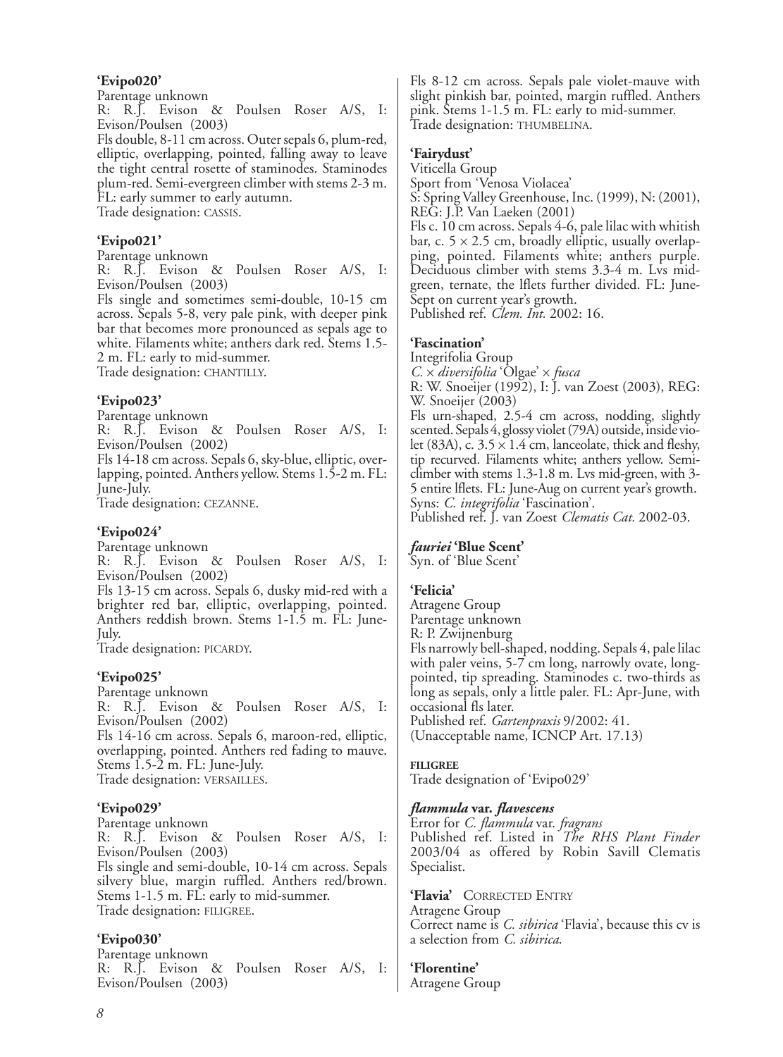**'Evipo020'**
Parentage unknown
R: R.J. Evison & Poulsen Roser A/S, I: Evison/Poulsen (2003)
Fls double, 8-11 cm across. Outer sepals 6, plum-red, elliptic, overlapping, pointed, falling away to leave the tight central rosette of staminodes. Staminodes plum-red. Semi-evergreen climber with stems 2-3 m. FL: early summer to early autumn.
Trade designation: CASSIS.

**'Evipo021'**
Parentage unknown
R: R.J. Evison & Poulsen Roser A/S, I: Evison/Poulsen (2003)
Fls single and sometimes semi-double, 10-15 cm across. Sepals 5-8, very pale pink, with deeper pink bar that becomes more pronounced as sepals age to white. Filaments white; anthers dark red. Stems 1.5-2 m. FL: early to mid-summer.
Trade designation: CHANTILLY.

**'Evipo023'**
Parentage unknown
R: R.J. Evison & Poulsen Roser A/S, I: Evison/Poulsen (2002)
Fls 14-18 cm across. Sepals 6, sky-blue, elliptic, overlapping, pointed. Anthers yellow. Stems 1.5-2 m. FL: June-July.
Trade designation: CEZANNE.

**'Evipo024'**
Parentage unknown
R: R.J. Evison & Poulsen Roser A/S, I: Evison/Poulsen (2002)
Fls 13-15 cm across. Sepals 6, dusky mid-red with a brighter red bar, elliptic, overlapping, pointed. Anthers reddish brown. Stems 1-1.5 m. FL: June-July.
Trade designation: PICARDY.

**'Evipo025'**
Parentage unknown
R: R.J. Evison & Poulsen Roser A/S, I: Evison/Poulsen (2002)
Fls 14-16 cm across. Sepals 6, maroon-red, elliptic, overlapping, pointed. Anthers red fading to mauve. Stems 1.5-2 m. FL: June-July.
Trade designation: VERSAILLES.

**'Evipo029'**
Parentage unknown
R: R.J. Evison & Poulsen Roser A/S, I: Evison/Poulsen (2003)
Fls single and semi-double, 10-14 cm across. Sepals silvery blue, margin ruffled. Anthers red/brown. Stems 1-1.5 m. FL: early to mid-summer.
Trade designation: FILIGREE.

**'Evipo030'**
Parentage unknown
R: R.J. Evison & Poulsen Roser A/S, I: Evison/Poulsen (2003)
Fls 8-12 cm across. Sepals pale violet-mauve with slight pinkish bar, pointed, margin ruffled. Anthers pink. Stems 1-1.5 m. FL: early to mid-summer.
Trade designation: THUMBELINA.

**'Fairydust'**
Viticella Group
Sport from 'Venosa Violacea'
S: Spring Valley Greenhouse, Inc. (1999), N: (2001), REG: J.P. Van Laeken (2001)
Fls c. 10 cm across. Sepals 4-6, pale lilac with whitish bar, c. 5 × 2.5 cm, broadly elliptic, usually overlapping, pointed. Filaments white; anthers purple. Deciduous climber with stems 3.3-4 m. Lvs mid-green, ternate, the lflets further divided. FL: June-Sept on current year's growth.
Published ref. *Clem. Int.* 2002: 16.

**'Fascination'**
Integrifolia Group
*C.* × *diversifolia* 'Olgae' × *fusca*
R: W. Snoeijer (1992), I: J. van Zoest (2003), REG: W. Snoeijer (2003)
Fls urn-shaped, 2.5-4 cm across, nodding, slightly scented. Sepals 4, glossy violet (79A) outside, inside violet (83A), c. 3.5 × 1.4 cm, lanceolate, thick and fleshy, tip recurved. Filaments white; anthers yellow. Semi-climber with stems 1.3-1.8 m. Lvs mid-green, with 3-5 entire lflets. FL: June-Aug on current year's growth.
Syns: *C. integrifolia* 'Fascination'.
Published ref. J. van Zoest *Clematis Cat.* 2002-03.

***fauriei* 'Blue Scent'**
Syn. of 'Blue Scent'

**'Felicia'**
Atragene Group
Parentage unknown
R: P. Zwijnenburg
Fls narrowly bell-shaped, nodding. Sepals 4, pale lilac with paler veins, 5-7 cm long, narrowly ovate, long-pointed, tip spreading. Staminodes c. two-thirds as long as sepals, only a little paler. FL: Apr-June, with occasional fls later.
Published ref. *Gartenpraxis* 9/2002: 41.
(Unacceptable name, ICNCP Art. 17.13)

**FILIGREE**
Trade designation of 'Evipo029'

***flammula* var. *flavescens***
Error for *C. flammula* var. *fragrans*
Published ref. Listed in *The RHS Plant Finder* 2003/04 as offered by Robin Savill Clematis Specialist.

**'Flavia'** CORRECTED ENTRY
Atragene Group
Correct name is *C. sibirica* 'Flavia', because this cv is a selection from *C. sibirica*.

**'Florentine'**
Atragene Group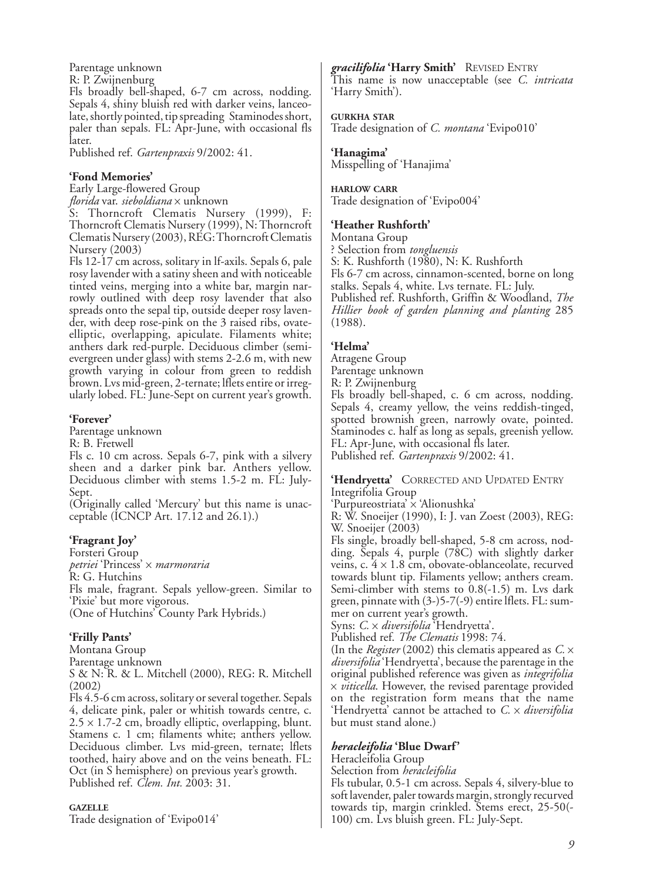Parentage unknown
R: P. Zwijnenburg
Fls broadly bell-shaped, 6-7 cm across, nodding. Sepals 4, shiny bluish red with darker veins, lanceolate, shortly pointed, tip spreading Staminodes short, paler than sepals. FL: Apr-June, with occasional fls later.
Published ref. *Gartenpraxis* 9/2002: 41.

### 'Fond Memories'

Early Large-flowered Group
*florida* var. *sieboldiana* × unknown
S: Thorncroft Clematis Nursery (1999), F: Thorncroft Clematis Nursery (1999), N: Thorncroft Clematis Nursery (2003), REG: Thorncroft Clematis Nursery (2003)
Fls 12-17 cm across, solitary in lf-axils. Sepals 6, pale rosy lavender with a satiny sheen and with noticeable tinted veins, merging into a white bar, margin narrowly outlined with deep rosy lavender that also spreads onto the sepal tip, outside deeper rosy lavender, with deep rose-pink on the 3 raised ribs, ovate-elliptic, overlapping, apiculate. Filaments white; anthers dark red-purple. Deciduous climber (semi-evergreen under glass) with stems 2-2.6 m, with new growth varying in colour from green to reddish brown. Lvs mid-green, 2-ternate; lflets entire or irregularly lobed. FL: June-Sept on current year's growth.

### 'Forever'

Parentage unknown
R: B. Fretwell
Fls c. 10 cm across. Sepals 6-7, pink with a silvery sheen and a darker pink bar. Anthers yellow. Deciduous climber with stems 1.5-2 m. FL: July-Sept.
(Originally called 'Mercury' but this name is unacceptable (ICNCP Art. 17.12 and 26.1).)

### 'Fragrant Joy'

Forsteri Group
*petriei* 'Princess' × *marmoraria*
R: G. Hutchins
Fls male, fragrant. Sepals yellow-green. Similar to 'Pixie' but more vigorous.
(One of Hutchins' County Park Hybrids.)

### 'Frilly Pants'

Montana Group
Parentage unknown
S & N: R. & L. Mitchell (2000), REG: R. Mitchell (2002)
Fls 4.5-6 cm across, solitary or several together. Sepals 4, delicate pink, paler or whitish towards centre, c. 2.5 × 1.7-2 cm, broadly elliptic, overlapping, blunt. Stamens c. 1 cm; filaments white; anthers yellow. Deciduous climber. Lvs mid-green, ternate; lflets toothed, hairy above and on the veins beneath. FL: Oct (in S hemisphere) on previous year's growth.
Published ref. *Clem. Int.* 2003: 31.

### GAZELLE

Trade designation of 'Evipo014'

### *gracilifolia* 'Harry Smith' REVISED ENTRY

This name is now unacceptable (see *C. intricata* 'Harry Smith').

### GURKHA STAR

Trade designation of *C. montana* 'Evipo010'

### 'Hanagima'

Misspelling of 'Hanajima'

### HARLOW CARR

Trade designation of 'Evipo004'

### 'Heather Rushforth'

Montana Group
? Selection from *tongluensis*
S: K. Rushforth (1980), N: K. Rushforth
Fls 6-7 cm across, cinnamon-scented, borne on long stalks. Sepals 4, white. Lvs ternate. FL: July.
Published ref. Rushforth, Griffin & Woodland, *The Hillier book of garden planning and planting* 285 (1988).

### 'Helma'

Atragene Group
Parentage unknown
R: P. Zwijnenburg
Fls broadly bell-shaped, c. 6 cm across, nodding. Sepals 4, creamy yellow, the veins reddish-tinged, spotted brownish green, narrowly ovate, pointed. Staminodes c. half as long as sepals, greenish yellow. FL: Apr-June, with occasional fls later.
Published ref. *Gartenpraxis* 9/2002: 41.

### 'Hendryetta' CORRECTED AND UPDATED ENTRY

Integrifolia Group
'Purpureostriata' × 'Alionushka'
R: W. Snoeijer (1990), I: J. van Zoest (2003), REG: W. Snoeijer (2003)
Fls single, broadly bell-shaped, 5-8 cm across, nodding. Sepals 4, purple (78C) with slightly darker veins, c. 4 × 1.8 cm, obovate-oblanceolate, recurved towards blunt tip. Filaments yellow; anthers cream. Semi-climber with stems to 0.8(-1.5) m. Lvs dark green, pinnate with (3-)5-7(-9) entire lflets. FL: summer on current year's growth.
Syns: *C.* × *diversifolia* 'Hendryetta'.
Published ref. *The Clematis* 1998: 74.
(In the *Register* (2002) this clematis appeared as *C.* × *diversifolia* 'Hendryetta', because the parentage in the original published reference was given as *integrifolia* × *viticella*. However, the revised parentage provided on the registration form means that the name 'Hendryetta' cannot be attached to *C.* × *diversifolia* but must stand alone.)

### *heracleifolia* 'Blue Dwarf'

Heracleifolia Group
Selection from *heracleifolia*
Fls tubular, 0.5-1 cm across. Sepals 4, silvery-blue to soft lavender, paler towards margin, strongly recurved towards tip, margin crinkled. Stems erect, 25-50(-100) cm. Lvs bluish green. FL: July-Sept.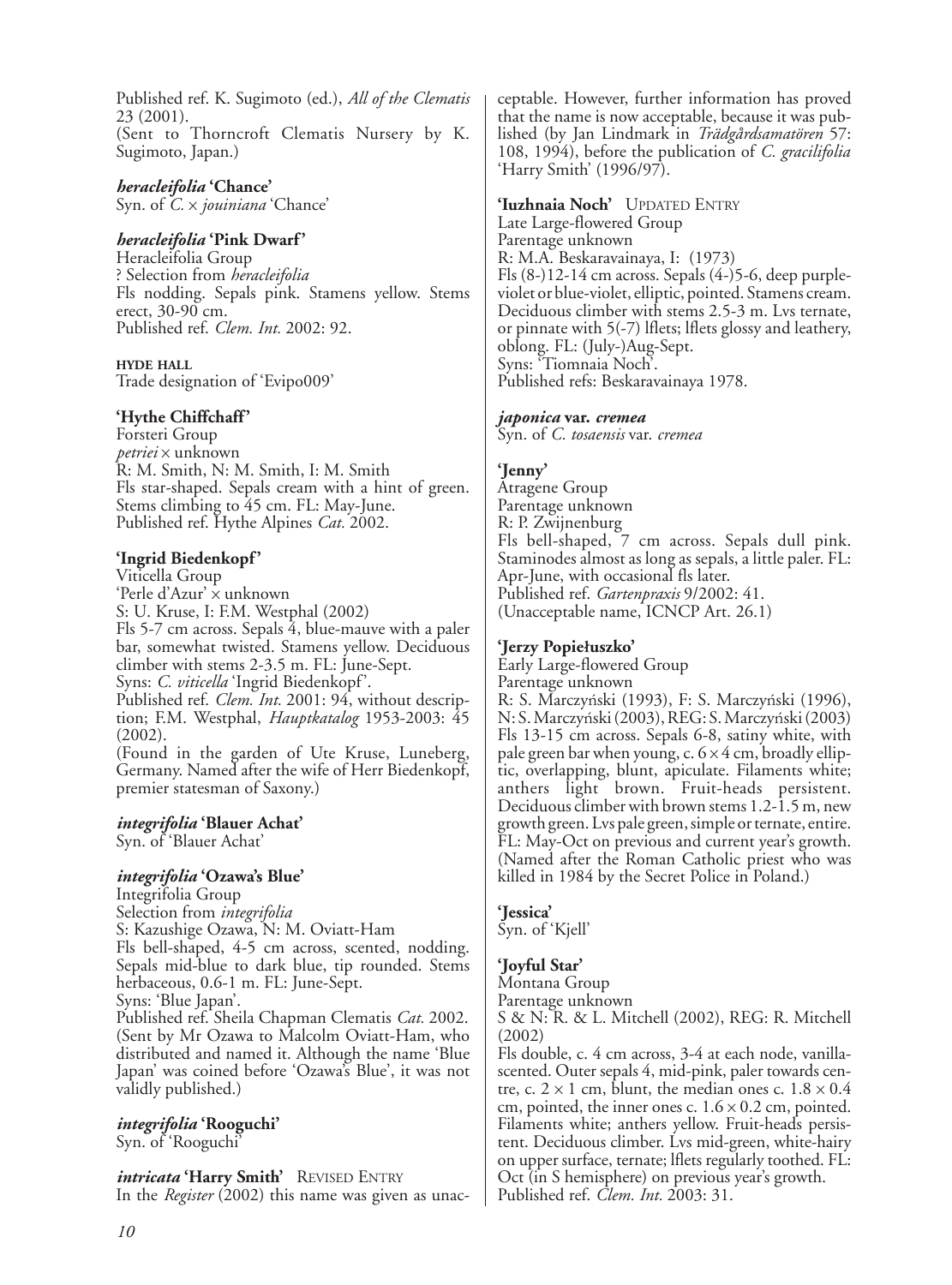Published ref. K. Sugimoto (ed.), *All of the Clematis* 23 (2001).
(Sent to Thorncroft Clematis Nursery by K. Sugimoto, Japan.)

***heracleifolia* 'Chance'**
Syn. of *C.* × *jouiniana* 'Chance'

***heracleifolia* 'Pink Dwarf'**
Heracleifolia Group
? Selection from *heracleifolia*
Fls nodding. Sepals pink. Stamens yellow. Stems erect, 30-90 cm.
Published ref. *Clem. Int.* 2002: 92.

**HYDE HALL**
Trade designation of 'Evipo009'

**'Hythe Chiffchaff'**
Forsteri Group
*petriei* × unknown
R: M. Smith, N: M. Smith, I: M. Smith
Fls star-shaped. Sepals cream with a hint of green. Stems climbing to 45 cm. FL: May-June.
Published ref. Hythe Alpines *Cat.* 2002.

**'Ingrid Biedenkopf'**
Viticella Group
'Perle d'Azur' × unknown
S: U. Kruse, I: F.M. Westphal (2002)
Fls 5-7 cm across. Sepals 4, blue-mauve with a paler bar, somewhat twisted. Stamens yellow. Deciduous climber with stems 2-3.5 m. FL: June-Sept.
Syns: *C. viticella* 'Ingrid Biedenkopf'.
Published ref. *Clem. Int.* 2001: 94, without description; F.M. Westphal, *Hauptkatalog* 1953-2003: 45 (2002).
(Found in the garden of Ute Kruse, Luneberg, Germany. Named after the wife of Herr Biedenkopf, premier statesman of Saxony.)

***integrifolia* 'Blauer Achat'**
Syn. of 'Blauer Achat'

***integrifolia* 'Ozawa's Blue'**
Integrifolia Group
Selection from *integrifolia*
S: Kazushige Ozawa, N: M. Oviatt-Ham
Fls bell-shaped, 4-5 cm across, scented, nodding. Sepals mid-blue to dark blue, tip rounded. Stems herbaceous, 0.6-1 m. FL: June-Sept.
Syns: 'Blue Japan'.
Published ref. Sheila Chapman Clematis *Cat.* 2002.
(Sent by Mr Ozawa to Malcolm Oviatt-Ham, who distributed and named it. Although the name 'Blue Japan' was coined before 'Ozawa's Blue', it was not validly published.)

***integrifolia* 'Rooguchi'**
Syn. of 'Rooguchi'

***intricata* 'Harry Smith'** REVISED ENTRY
In the *Register* (2002) this name was given as unacceptable. However, further information has proved that the name is now acceptable, because it was published (by Jan Lindmark in *Trädgårdsamatören* 57: 108, 1994), before the publication of *C. gracilifolia* 'Harry Smith' (1996/97).

**'Iuzhnaia Noch'** UPDATED ENTRY
Late Large-flowered Group
Parentage unknown
R: M.A. Beskaravainaya, I: (1973)
Fls (8-)12-14 cm across. Sepals (4-)5-6, deep purple-violet or blue-violet, elliptic, pointed. Stamens cream. Deciduous climber with stems 2.5-3 m. Lvs ternate, or pinnate with 5(-7) lflets; lflets glossy and leathery, oblong. FL: (July-)Aug-Sept.
Syns: 'Tiomnaia Noch'.
Published refs: Beskaravainaya 1978.

***japonica* var. *cremea***
Syn. of *C. tosaensis* var. *cremea*

**'Jenny'**
Atragene Group
Parentage unknown
R: P. Zwijnenburg
Fls bell-shaped, 7 cm across. Sepals dull pink. Staminodes almost as long as sepals, a little paler. FL: Apr-June, with occasional fls later.
Published ref. *Gartenpraxis* 9/2002: 41.
(Unacceptable name, ICNCP Art. 26.1)

**'Jerzy Popiełuszko'**
Early Large-flowered Group
Parentage unknown
R: S. Marczyński (1993), F: S. Marczyński (1996), N: S. Marczyński (2003), REG: S. Marczyński (2003)
Fls 13-15 cm across. Sepals 6-8, satiny white, with pale green bar when young, c. 6 × 4 cm, broadly elliptic, overlapping, blunt, apiculate. Filaments white; anthers light brown. Fruit-heads persistent. Deciduous climber with brown stems 1.2-1.5 m, new growth green. Lvs pale green, simple or ternate, entire. FL: May-Oct on previous and current year's growth.
(Named after the Roman Catholic priest who was killed in 1984 by the Secret Police in Poland.)

**'Jessica'**
Syn. of 'Kjell'

**'Joyful Star'**
Montana Group
Parentage unknown
S & N: R. & L. Mitchell (2002), REG: R. Mitchell (2002)
Fls double, c. 4 cm across, 3-4 at each node, vanilla-scented. Outer sepals 4, mid-pink, paler towards centre, c. 2 × 1 cm, blunt, the median ones c. 1.8 × 0.4 cm, pointed, the inner ones c. 1.6 × 0.2 cm, pointed. Filaments white; anthers yellow. Fruit-heads persistent. Deciduous climber. Lvs mid-green, white-hairy on upper surface, ternate; lflets regularly toothed. FL: Oct (in S hemisphere) on previous year's growth.
Published ref. *Clem. Int.* 2003: 31.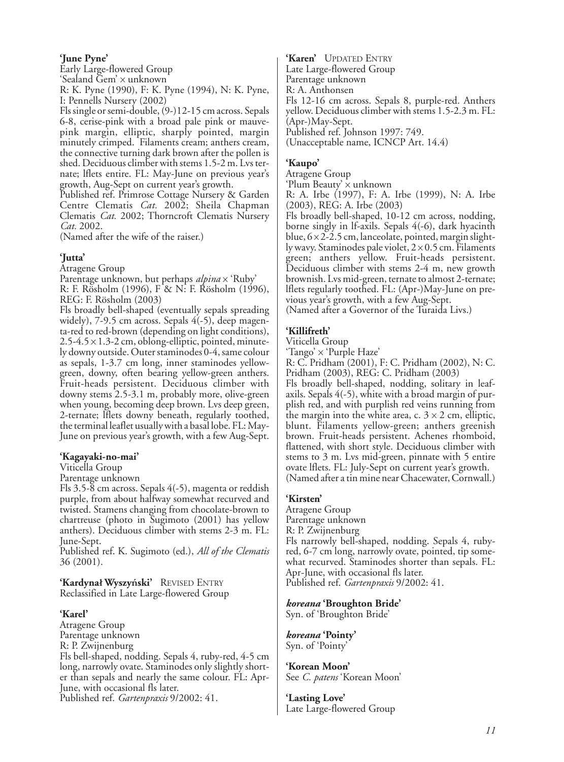**'June Pyne'**
Early Large-flowered Group
'Sealand Gem' × unknown
R: K. Pyne (1990), F: K. Pyne (1994), N: K. Pyne, I: Pennells Nursery (2002)
Fls single or semi-double, (9-)12-15 cm across. Sepals 6-8, cerise-pink with a broad pale pink or mauve-pink margin, elliptic, sharply pointed, margin minutely crimped. Filaments cream; anthers cream, the connective turning dark brown after the pollen is shed. Deciduous climber with stems 1.5-2 m. Lvs ternate; lflets entire. FL: May-June on previous year's growth, Aug-Sept on current year's growth.
Published ref. Primrose Cottage Nursery & Garden Centre Clematis *Cat.* 2002; Sheila Chapman Clematis *Cat.* 2002; Thorncroft Clematis Nursery *Cat.* 2002.
(Named after the wife of the raiser.)

**'Jutta'**
Atragene Group
Parentage unknown, but perhaps *alpina* × 'Ruby'
R: F. Rösholm (1996), F & N: F. Rösholm (1996), REG: F. Rösholm (2003)
Fls broadly bell-shaped (eventually sepals spreading widely), 7-9.5 cm across. Sepals 4(-5), deep magenta-red to red-brown (depending on light conditions), 2.5-4.5 × 1.3-2 cm, oblong-elliptic, pointed, minutely downy outside. Outer staminodes 0-4, same colour as sepals, 1-3.7 cm long, inner staminodes yellow-green, downy, often bearing yellow-green anthers. Fruit-heads persistent. Deciduous climber with downy stems 2.5-3.1 m, probably more, olive-green when young, becoming deep brown. Lvs deep green, 2-ternate; lflets downy beneath, regularly toothed, the terminal leaflet usually with a basal lobe. FL: May-June on previous year's growth, with a few Aug-Sept.

**'Kagayaki-no-mai'**
Viticella Group
Parentage unknown
Fls 3.5-8 cm across. Sepals 4(-5), magenta or reddish purple, from about halfway somewhat recurved and twisted. Stamens changing from chocolate-brown to chartreuse (photo in Sugimoto (2001) has yellow anthers). Deciduous climber with stems 2-3 m. FL: June-Sept.
Published ref. K. Sugimoto (ed.), *All of the Clematis* 36 (2001).

**'Kardynał Wyszyński'** REVISED ENTRY
Reclassified in Late Large-flowered Group

**'Karel'**
Atragene Group
Parentage unknown
R: P. Zwijnenburg
Fls bell-shaped, nodding. Sepals 4, ruby-red, 4-5 cm long, narrowly ovate. Staminodes only slightly shorter than sepals and nearly the same colour. FL: Apr-June, with occasional fls later.
Published ref. *Gartenpraxis* 9/2002: 41.

**'Karen'** UPDATED ENTRY
Late Large-flowered Group
Parentage unknown
R: A. Anthonsen
Fls 12-16 cm across. Sepals 8, purple-red. Anthers yellow. Deciduous climber with stems 1.5-2.3 m. FL: (Apr-)May-Sept.
Published ref. Johnson 1997: 749.
(Unacceptable name, ICNCP Art. 14.4)

**'Kaupo'**
Atragene Group
'Plum Beauty' × unknown
R: A. Irbe (1997), F: A. Irbe (1999), N: A. Irbe (2003), REG: A. Irbe (2003)
Fls broadly bell-shaped, 10-12 cm across, nodding, borne singly in lf-axils. Sepals 4(-6), dark hyacinth blue, 6 × 2-2.5 cm, lanceolate, pointed, margin slightly wavy. Staminodes pale violet, 2 × 0.5 cm. Filaments green; anthers yellow. Fruit-heads persistent. Deciduous climber with stems 2-4 m, new growth brownish. Lvs mid-green, ternate to almost 2-ternate; lflets regularly toothed. FL: (Apr-)May-June on previous year's growth, with a few Aug-Sept.
(Named after a Governor of the Turaida Livs.)

**'Killifreth'**
Viticella Group
'Tango' × 'Purple Haze'
R: C. Pridham (2001), F: C. Pridham (2002), N: C. Pridham (2003), REG: C. Pridham (2003)
Fls broadly bell-shaped, nodding, solitary in leaf-axils. Sepals 4(-5), white with a broad margin of purplish red, and with purplish red veins running from the margin into the white area, c. 3 × 2 cm, elliptic, blunt. Filaments yellow-green; anthers greenish brown. Fruit-heads persistent. Achenes rhomboid, flattened, with short style. Deciduous climber with stems to 3 m. Lvs mid-green, pinnate with 5 entire ovate lflets. FL: July-Sept on current year's growth.
(Named after a tin mine near Chacewater, Cornwall.)

**'Kirsten'**
Atragene Group
Parentage unknown
R: P. Zwijnenburg
Fls narrowly bell-shaped, nodding. Sepals 4, ruby-red, 6-7 cm long, narrowly ovate, pointed, tip somewhat recurved. Staminodes shorter than sepals. FL: Apr-June, with occasional fls later.
Published ref. *Gartenpraxis* 9/2002: 41.

***koreana* 'Broughton Bride'**
Syn. of 'Broughton Bride'

***koreana* 'Pointy'**
Syn. of 'Pointy'

**'Korean Moon'**
See *C. patens* 'Korean Moon'

**'Lasting Love'**
Late Large-flowered Group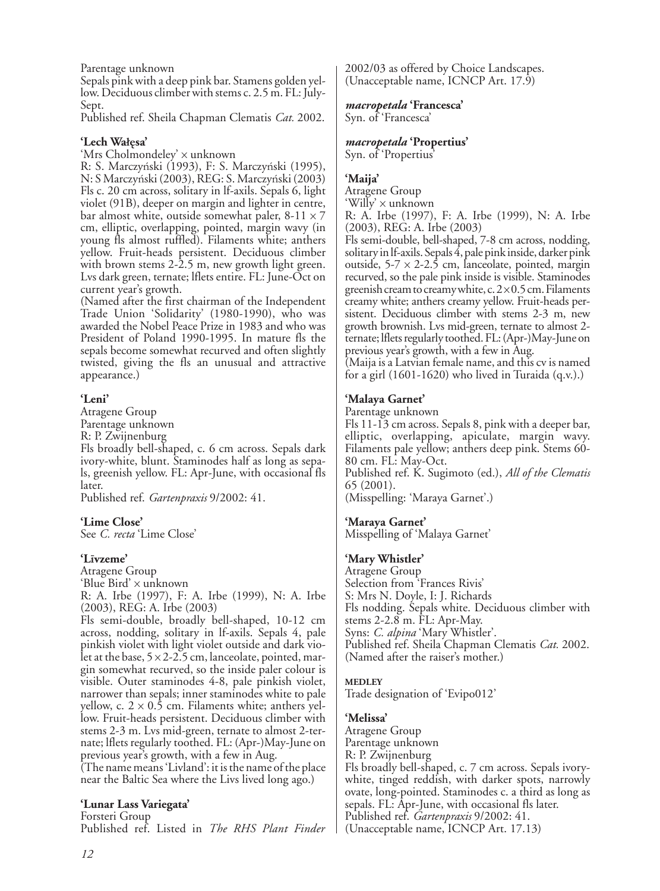Parentage unknown
Sepals pink with a deep pink bar. Stamens golden yellow. Deciduous climber with stems c. 2.5 m. FL: July-Sept.
Published ref. Sheila Chapman Clematis *Cat.* 2002.

**'Lech Wałęsa'**
'Mrs Cholmondeley' × unknown
R: S. Marczyński (1993), F: S. Marczyński (1995), N: S Marczyński (2003), REG: S. Marczyński (2003)
Fls c. 20 cm across, solitary in lf-axils. Sepals 6, light violet (91B), deeper on margin and lighter in centre, bar almost white, outside somewhat paler, 8-11 × 7 cm, elliptic, overlapping, pointed, margin wavy (in young fls almost ruffled). Filaments white; anthers yellow. Fruit-heads persistent. Deciduous climber with brown stems 2-2.5 m, new growth light green. Lvs dark green, ternate; lflets entire. FL: June-Oct on current year's growth.
(Named after the first chairman of the Independent Trade Union 'Solidarity' (1980-1990), who was awarded the Nobel Peace Prize in 1983 and who was President of Poland 1990-1995. In mature fls the sepals become somewhat recurved and often slightly twisted, giving the fls an unusual and attractive appearance.)

**'Leni'**
Atragene Group
Parentage unknown
R: P. Zwijnenburg
Fls broadly bell-shaped, c. 6 cm across. Sepals dark ivory-white, blunt. Staminodes half as long as sepals, greenish yellow. FL: Apr-June, with occasional fls later.
Published ref. *Gartenpraxis* 9/2002: 41.

**'Lime Close'**
See *C. recta* 'Lime Close'

**'Līvzeme'**
Atragene Group
'Blue Bird' × unknown
R: A. Irbe (1997), F: A. Irbe (1999), N: A. Irbe (2003), REG: A. Irbe (2003)
Fls semi-double, broadly bell-shaped, 10-12 cm across, nodding, solitary in lf-axils. Sepals 4, pale pinkish violet with light violet outside and dark violet at the base, 5 × 2-2.5 cm, lanceolate, pointed, margin somewhat recurved, so the inside paler colour is visible. Outer staminodes 4-8, pale pinkish violet, narrower than sepals; inner staminodes white to pale yellow, c. 2 × 0.5 cm. Filaments white; anthers yellow. Fruit-heads persistent. Deciduous climber with stems 2-3 m. Lvs mid-green, ternate to almost 2-ternate; lflets regularly toothed. FL: (Apr-)May-June on previous year's growth, with a few in Aug.
(The name means 'Livland': it is the name of the place near the Baltic Sea where the Livs lived long ago.)

**'Lunar Lass Variegata'**
Forsteri Group
Published ref. Listed in *The RHS Plant Finder* 2002/03 as offered by Choice Landscapes.
(Unacceptable name, ICNCP Art. 17.9)

***macropetala* 'Francesca'**
Syn. of 'Francesca'

***macropetala* 'Propertius'**
Syn. of 'Propertius'

**'Maija'**
Atragene Group
'Willy' × unknown
R: A. Irbe (1997), F: A. Irbe (1999), N: A. Irbe (2003), REG: A. Irbe (2003)
Fls semi-double, bell-shaped, 7-8 cm across, nodding, solitary in lf-axils. Sepals 4, pale pink inside, darker pink outside, 5-7 × 2-2.5 cm, lanceolate, pointed, margin recurved, so the pale pink inside is visible. Staminodes greenish cream to creamy white, c. 2 × 0.5 cm. Filaments creamy white; anthers creamy yellow. Fruit-heads persistent. Deciduous climber with stems 2-3 m, new growth brownish. Lvs mid-green, ternate to almost 2-ternate; lflets regularly toothed. FL: (Apr-)May-June on previous year's growth, with a few in Aug.
(Maija is a Latvian female name, and this cv is named for a girl (1601-1620) who lived in Turaida (q.v.).)

**'Malaya Garnet'**
Parentage unknown
Fls 11-13 cm across. Sepals 8, pink with a deeper bar, elliptic, overlapping, apiculate, margin wavy. Filaments pale yellow; anthers deep pink. Stems 60-80 cm. FL: May-Oct.
Published ref. K. Sugimoto (ed.), *All of the Clematis* 65 (2001).
(Misspelling: 'Maraya Garnet'.)

**'Maraya Garnet'**
Misspelling of 'Malaya Garnet'

**'Mary Whistler'**
Atragene Group
Selection from 'Frances Rivis'
S: Mrs N. Doyle, I: J. Richards
Fls nodding. Sepals white. Deciduous climber with stems 2-2.8 m. FL: Apr-May.
Syns: *C. alpina* 'Mary Whistler'.
Published ref. Sheila Chapman Clematis *Cat.* 2002.
(Named after the raiser's mother.)

**MEDLEY**
Trade designation of 'Evipo012'

**'Melissa'**
Atragene Group
Parentage unknown
R: P. Zwijnenburg
Fls broadly bell-shaped, c. 7 cm across. Sepals ivory-white, tinged reddish, with darker spots, narrowly ovate, long-pointed. Staminodes c. a third as long as sepals. FL: Apr-June, with occasional fls later.
Published ref. *Gartenpraxis* 9/2002: 41.
(Unacceptable name, ICNCP Art. 17.13)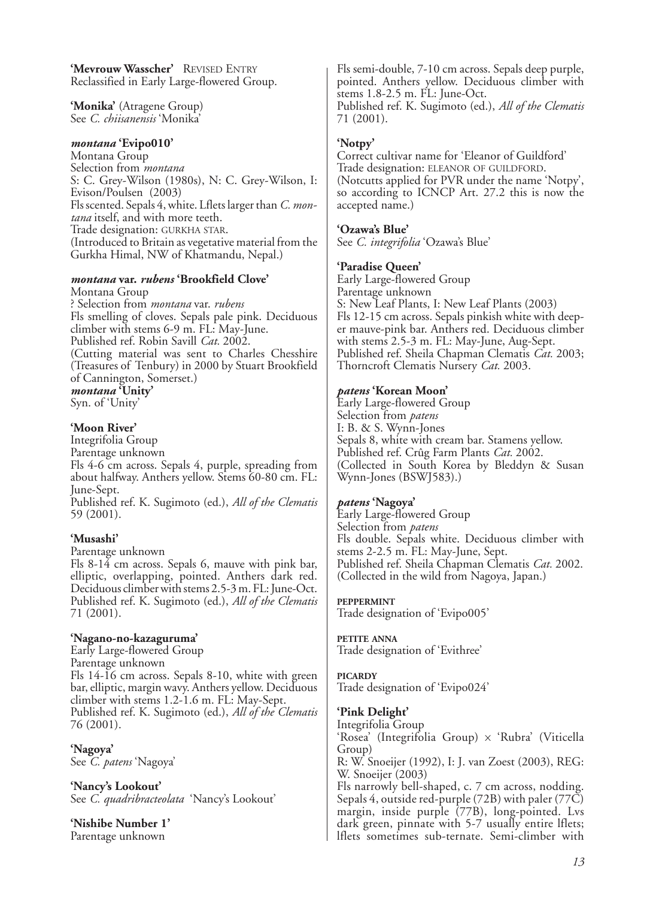**'Mevrouw Wasscher'** REVISED ENTRY
Reclassified in Early Large-flowered Group.

**'Monika'** (Atragene Group)
See *C. chiisanensis* 'Monika'

***montana* 'Evipo010'**
Montana Group
Selection from *montana*
S: C. Grey-Wilson (1980s), N: C. Grey-Wilson, I: Evison/Poulsen (2003)
Fls scented. Sepals 4, white. Lflets larger than *C. montana* itself, and with more teeth.
Trade designation: GURKHA STAR.
(Introduced to Britain as vegetative material from the Gurkha Himal, NW of Khatmandu, Nepal.)

***montana* var. *rubens* 'Brookfield Clove'**
Montana Group
? Selection from *montana* var. *rubens*
Fls smelling of cloves. Sepals pale pink. Deciduous climber with stems 6-9 m. FL: May-June.
Published ref. Robin Savill *Cat.* 2002.
(Cutting material was sent to Charles Chesshire (Treasures of Tenbury) in 2000 by Stuart Brookfield of Cannington, Somerset.)

***montana* 'Unity'**
Syn. of 'Unity'

**'Moon River'**
Integrifolia Group
Parentage unknown
Fls 4-6 cm across. Sepals 4, purple, spreading from about halfway. Anthers yellow. Stems 60-80 cm. FL: June-Sept.
Published ref. K. Sugimoto (ed.), *All of the Clematis* 59 (2001).

**'Musashi'**
Parentage unknown
Fls 8-14 cm across. Sepals 6, mauve with pink bar, elliptic, overlapping, pointed. Anthers dark red. Deciduous climber with stems 2.5-3 m. FL: June-Oct.
Published ref. K. Sugimoto (ed.), *All of the Clematis* 71 (2001).

**'Nagano-no-kazaguruma'**
Early Large-flowered Group
Parentage unknown
Fls 14-16 cm across. Sepals 8-10, white with green bar, elliptic, margin wavy. Anthers yellow. Deciduous climber with stems 1.2-1.6 m. FL: May-Sept.
Published ref. K. Sugimoto (ed.), *All of the Clematis* 76 (2001).

**'Nagoya'**
See *C. patens* 'Nagoya'

**'Nancy's Lookout'**
See *C. quadribracteolata* 'Nancy's Lookout'

**'Nishibe Number 1'**
Parentage unknown
Fls semi-double, 7-10 cm across. Sepals deep purple, pointed. Anthers yellow. Deciduous climber with stems 1.8-2.5 m. FL: June-Oct.
Published ref. K. Sugimoto (ed.), *All of the Clematis* 71 (2001).

**'Notpy'**
Correct cultivar name for 'Eleanor of Guildford'
Trade designation: ELEANOR OF GUILDFORD.
(Notcutts applied for PVR under the name 'Notpy', so according to ICNCP Art. 27.2 this is now the accepted name.)

**'Ozawa's Blue'**
See *C. integrifolia* 'Ozawa's Blue'

**'Paradise Queen'**
Early Large-flowered Group
Parentage unknown
S: New Leaf Plants, I: New Leaf Plants (2003)
Fls 12-15 cm across. Sepals pinkish white with deeper mauve-pink bar. Anthers red. Deciduous climber with stems 2.5-3 m. FL: May-June, Aug-Sept.
Published ref. Sheila Chapman Clematis *Cat.* 2003; Thorncroft Clematis Nursery *Cat.* 2003.

***patens* 'Korean Moon'**
Early Large-flowered Group
Selection from *patens*
I: B. & S. Wynn-Jones
Sepals 8, white with cream bar. Stamens yellow.
Published ref. Crûg Farm Plants *Cat.* 2002.
(Collected in South Korea by Bleddyn & Susan Wynn-Jones (BSWJ583).)

***patens* 'Nagoya'**
Early Large-flowered Group
Selection from *patens*
Fls double. Sepals white. Deciduous climber with stems 2-2.5 m. FL: May-June, Sept.
Published ref. Sheila Chapman Clematis *Cat.* 2002.
(Collected in the wild from Nagoya, Japan.)

**PEPPERMINT**
Trade designation of 'Evipo005'

**PETITE ANNA**
Trade designation of 'Evithree'

**PICARDY**
Trade designation of 'Evipo024'

**'Pink Delight'**
Integrifolia Group
'Rosea' (Integrifolia Group) × 'Rubra' (Viticella Group)
R: W. Snoeijer (1992), I: J. van Zoest (2003), REG: W. Snoeijer (2003)
Fls narrowly bell-shaped, c. 7 cm across, nodding. Sepals 4, outside red-purple (72B) with paler (77C) margin, inside purple (77B), long-pointed. Lvs dark green, pinnate with 5-7 usually entire lflets; lflets sometimes sub-ternate. Semi-climber with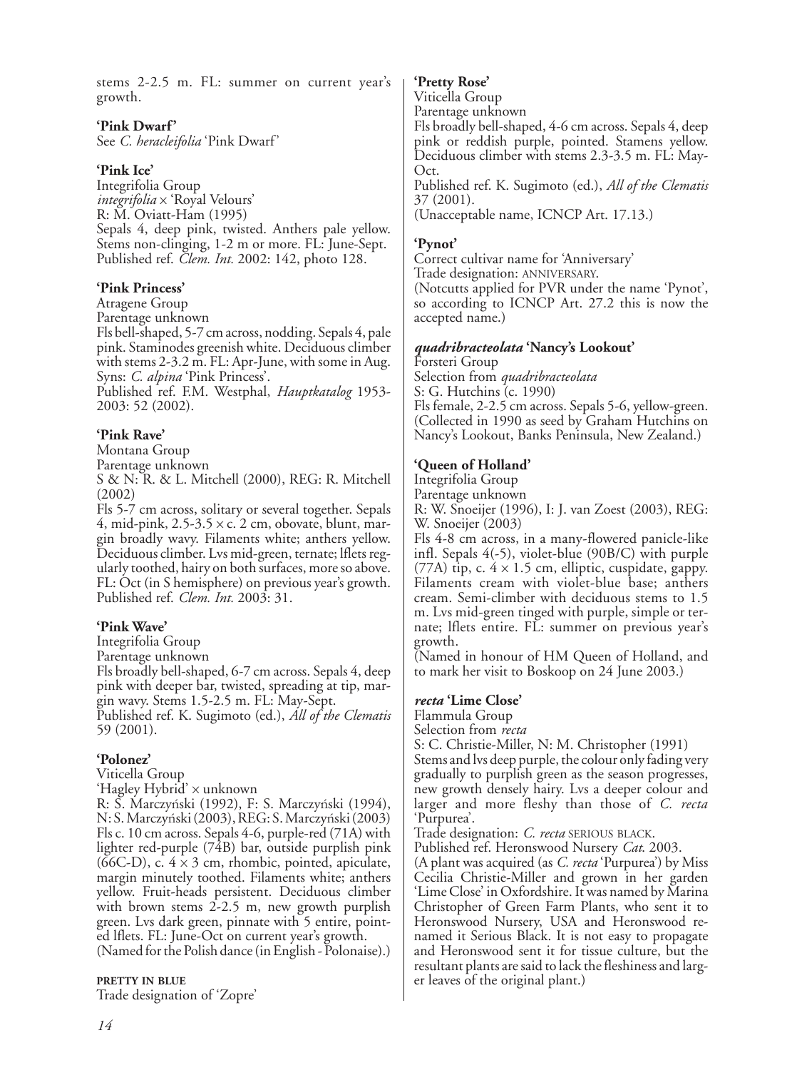stems 2-2.5 m. FL: summer on current year's growth.

**'Pink Dwarf'**
See *C. heracleifolia* 'Pink Dwarf'

**'Pink Ice'**
Integrifolia Group
*integrifolia* × 'Royal Velours'
R: M. Oviatt-Ham (1995)
Sepals 4, deep pink, twisted. Anthers pale yellow. Stems non-clinging, 1-2 m or more. FL: June-Sept. Published ref. *Clem. Int.* 2002: 142, photo 128.

**'Pink Princess'**
Atragene Group
Parentage unknown
Fls bell-shaped, 5-7 cm across, nodding. Sepals 4, pale pink. Staminodes greenish white. Deciduous climber with stems 2-3.2 m. FL: Apr-June, with some in Aug. Syns: *C. alpina* 'Pink Princess'.
Published ref. F.M. Westphal, *Hauptkatalog* 1953-2003: 52 (2002).

**'Pink Rave'**
Montana Group
Parentage unknown
S & N: R. & L. Mitchell (2000), REG: R. Mitchell (2002)
Fls 5-7 cm across, solitary or several together. Sepals 4, mid-pink, 2.5-3.5 × c. 2 cm, obovate, blunt, margin broadly wavy. Filaments white; anthers yellow. Deciduous climber. Lvs mid-green, ternate; lflets regularly toothed, hairy on both surfaces, more so above. FL: Oct (in S hemisphere) on previous year's growth. Published ref. *Clem. Int.* 2003: 31.

**'Pink Wave'**
Integrifolia Group
Parentage unknown
Fls broadly bell-shaped, 6-7 cm across. Sepals 4, deep pink with deeper bar, twisted, spreading at tip, margin wavy. Stems 1.5-2.5 m. FL: May-Sept.
Published ref. K. Sugimoto (ed.), *All of the Clematis* 59 (2001).

**'Polonez'**
Viticella Group
'Hagley Hybrid' × unknown
R: S. Marczyński (1992), F: S. Marczyński (1994), N: S. Marczyński (2003), REG: S. Marczyński (2003)
Fls c. 10 cm across. Sepals 4-6, purple-red (71A) with lighter red-purple (74B) bar, outside purplish pink (66C-D), c. 4 × 3 cm, rhombic, pointed, apiculate, margin minutely toothed. Filaments white; anthers yellow. Fruit-heads persistent. Deciduous climber with brown stems 2-2.5 m, new growth purplish green. Lvs dark green, pinnate with 5 entire, pointed lflets. FL: June-Oct on current year's growth.
(Named for the Polish dance (in English - Polonaise).)

**PRETTY IN BLUE**
Trade designation of 'Zopre'

**'Pretty Rose'**
Viticella Group
Parentage unknown
Fls broadly bell-shaped, 4-6 cm across. Sepals 4, deep pink or reddish purple, pointed. Stamens yellow. Deciduous climber with stems 2.3-3.5 m. FL: May-Oct.
Published ref. K. Sugimoto (ed.), *All of the Clematis* 37 (2001).
(Unacceptable name, ICNCP Art. 17.13.)

**'Pynot'**
Correct cultivar name for 'Anniversary'
Trade designation: ANNIVERSARY.
(Notcutts applied for PVR under the name 'Pynot', so according to ICNCP Art. 27.2 this is now the accepted name.)

***quadribracteolata* 'Nancy's Lookout'**
Forsteri Group
Selection from *quadribracteolata*
S: G. Hutchins (c. 1990)
Fls female, 2-2.5 cm across. Sepals 5-6, yellow-green. (Collected in 1990 as seed by Graham Hutchins on Nancy's Lookout, Banks Peninsula, New Zealand.)

**'Queen of Holland'**
Integrifolia Group
Parentage unknown
R: W. Snoeijer (1996), I: J. van Zoest (2003), REG: W. Snoeijer (2003)
Fls 4-8 cm across, in a many-flowered panicle-like infl. Sepals 4(-5), violet-blue (90B/C) with purple (77A) tip, c. 4 × 1.5 cm, elliptic, cuspidate, gappy. Filaments cream with violet-blue base; anthers cream. Semi-climber with deciduous stems to 1.5 m. Lvs mid-green tinged with purple, simple or ternate; lflets entire. FL: summer on previous year's growth.
(Named in honour of HM Queen of Holland, and to mark her visit to Boskoop on 24 June 2003.)

***recta* 'Lime Close'**
Flammula Group
Selection from *recta*
S: C. Christie-Miller, N: M. Christopher (1991)
Stems and lvs deep purple, the colour only fading very gradually to purplish green as the season progresses, new growth densely hairy. Lvs a deeper colour and larger and more fleshy than those of *C. recta* 'Purpurea'.
Trade designation: *C. recta* SERIOUS BLACK.
Published ref. Heronswood Nursery *Cat.* 2003.
(A plant was acquired (as *C. recta* 'Purpurea') by Miss Cecilia Christie-Miller and grown in her garden 'Lime Close' in Oxfordshire. It was named by Marina Christopher of Green Farm Plants, who sent it to Heronswood Nursery, USA and Heronswood renamed it Serious Black. It is not easy to propagate and Heronswood sent it for tissue culture, but the resultant plants are said to lack the fleshiness and larger leaves of the original plant.)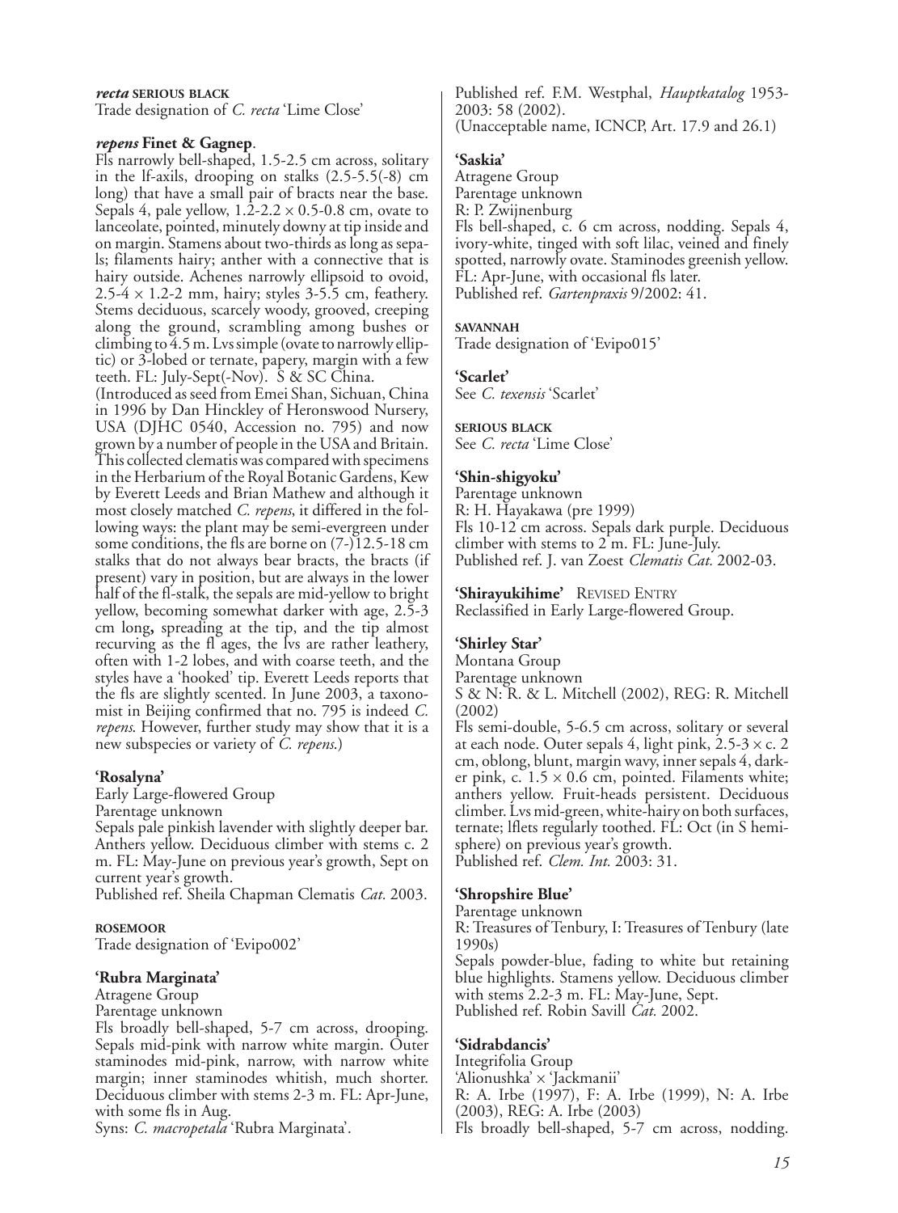***recta* SERIOUS BLACK**
Trade designation of *C. recta* 'Lime Close'

***repens* Finet & Gagnep.**
Fls narrowly bell-shaped, 1.5-2.5 cm across, solitary in the lf-axils, drooping on stalks (2.5-5.5(-8) cm long) that have a small pair of bracts near the base. Sepals 4, pale yellow, 1.2-2.2 × 0.5-0.8 cm, ovate to lanceolate, pointed, minutely downy at tip inside and on margin. Stamens about two-thirds as long as sepals; filaments hairy; anther with a connective that is hairy outside. Achenes narrowly ellipsoid to ovoid, 2.5-4 × 1.2-2 mm, hairy; styles 3-5.5 cm, feathery. Stems deciduous, scarcely woody, grooved, creeping along the ground, scrambling among bushes or climbing to 4.5 m. Lvs simple (ovate to narrowly elliptic) or 3-lobed or ternate, papery, margin with a few teeth. FL: July-Sept(-Nov). S & SC China.
(Introduced as seed from Emei Shan, Sichuan, China in 1996 by Dan Hinckley of Heronswood Nursery, USA (DJHC 0540, Accession no. 795) and now grown by a number of people in the USA and Britain. This collected clematis was compared with specimens in the Herbarium of the Royal Botanic Gardens, Kew by Everett Leeds and Brian Mathew and although it most closely matched *C. repens*, it differed in the following ways: the plant may be semi-evergreen under some conditions, the fls are borne on (7-)12.5-18 cm stalks that do not always bear bracts, the bracts (if present) vary in position, but are always in the lower half of the fl-stalk, the sepals are mid-yellow to bright yellow, becoming somewhat darker with age, 2.5-3 cm long, spreading at the tip, and the tip almost recurving as the fl ages, the lvs are rather leathery, often with 1-2 lobes, and with coarse teeth, and the styles have a 'hooked' tip. Everett Leeds reports that the fls are slightly scented. In June 2003, a taxonomist in Beijing confirmed that no. 795 is indeed *C. repens*. However, further study may show that it is a new subspecies or variety of *C. repens*.)

**'Rosalyna'**
Early Large-flowered Group
Parentage unknown
Sepals pale pinkish lavender with slightly deeper bar. Anthers yellow. Deciduous climber with stems c. 2 m. FL: May-June on previous year's growth, Sept on current year's growth.
Published ref. Sheila Chapman Clematis *Cat.* 2003.

**ROSEMOOR**
Trade designation of 'Evipo002'

**'Rubra Marginata'**
Atragene Group
Parentage unknown
Fls broadly bell-shaped, 5-7 cm across, drooping. Sepals mid-pink with narrow white margin. Outer staminodes mid-pink, narrow, with narrow white margin; inner staminodes whitish, much shorter. Deciduous climber with stems 2-3 m. FL: Apr-June, with some fls in Aug.
Syns: *C. macropetala* 'Rubra Marginata'.
Published ref. F.M. Westphal, *Hauptkatalog* 1953-2003: 58 (2002).
(Unacceptable name, ICNCP, Art. 17.9 and 26.1)

**'Saskia'**
Atragene Group
Parentage unknown
R: P. Zwijnenburg
Fls bell-shaped, c. 6 cm across, nodding. Sepals 4, ivory-white, tinged with soft lilac, veined and finely spotted, narrowly ovate. Staminodes greenish yellow. FL: Apr-June, with occasional fls later.
Published ref. *Gartenpraxis* 9/2002: 41.

**SAVANNAH**
Trade designation of 'Evipo015'

**'Scarlet'**
See *C. texensis* 'Scarlet'

**SERIOUS BLACK**
See *C. recta* 'Lime Close'

**'Shin-shigyoku'**
Parentage unknown
R: H. Hayakawa (pre 1999)
Fls 10-12 cm across. Sepals dark purple. Deciduous climber with stems to 2 m. FL: June-July.
Published ref. J. van Zoest *Clematis Cat.* 2002-03.

**'Shirayukihime'** REVISED ENTRY
Reclassified in Early Large-flowered Group.

**'Shirley Star'**
Montana Group
Parentage unknown
S & N: R. & L. Mitchell (2002), REG: R. Mitchell (2002)
Fls semi-double, 5-6.5 cm across, solitary or several at each node. Outer sepals 4, light pink, 2.5-3 × c. 2 cm, oblong, blunt, margin wavy, inner sepals 4, darker pink, c. 1.5 × 0.6 cm, pointed. Filaments white; anthers yellow. Fruit-heads persistent. Deciduous climber. Lvs mid-green, white-hairy on both surfaces, ternate; lflets regularly toothed. FL: Oct (in S hemisphere) on previous year's growth.
Published ref. *Clem. Int.* 2003: 31.

**'Shropshire Blue'**
Parentage unknown
R: Treasures of Tenbury, I: Treasures of Tenbury (late 1990s)
Sepals powder-blue, fading to white but retaining blue highlights. Stamens yellow. Deciduous climber with stems 2.2-3 m. FL: May-June, Sept.
Published ref. Robin Savill *Cat.* 2002.

**'Sidrabdancis'**
Integrifolia Group
'Alionushka' × 'Jackmanii'
R: A. Irbe (1997), F: A. Irbe (1999), N: A. Irbe (2003), REG: A. Irbe (2003)
Fls broadly bell-shaped, 5-7 cm across, nodding.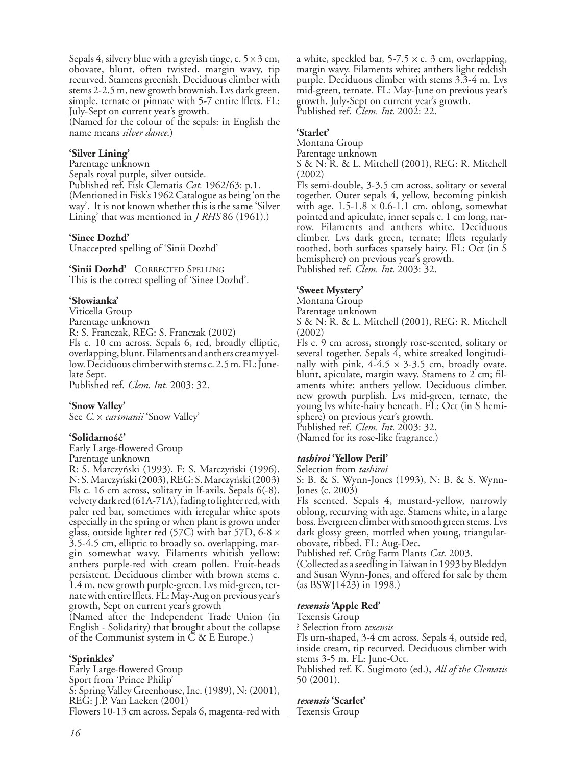Sepals 4, silvery blue with a greyish tinge, c. 5 × 3 cm, obovate, blunt, often twisted, margin wavy, tip recurved. Stamens greenish. Deciduous climber with stems 2-2.5 m, new growth brownish. Lvs dark green, simple, ternate or pinnate with 5-7 entire lflets. FL: July-Sept on current year's growth.
(Named for the colour of the sepals: in English the name means *silver dance*.)

**'Silver Lining'**
Parentage unknown
Sepals royal purple, silver outside.
Published ref. Fisk Clematis *Cat.* 1962/63: p.1.
(Mentioned in Fisk's 1962 Catalogue as being 'on the way'. It is not known whether this is the same 'Silver Lining' that was mentioned in *J RHS* 86 (1961).)

**'Sinee Dozhd'**
Unaccepted spelling of 'Sinii Dozhd'

**'Sinii Dozhd'** CORRECTED SPELLING
This is the correct spelling of 'Sinee Dozhd'.

**'Słowianka'**
Viticella Group
Parentage unknown
R: S. Franczak, REG: S. Franczak (2002)
Fls c. 10 cm across. Sepals 6, red, broadly elliptic, overlapping, blunt. Filaments and anthers creamy yellow. Deciduous climber with stems c. 2.5 m. FL: June-late Sept.
Published ref. *Clem. Int.* 2003: 32.

**'Snow Valley'**
See *C.* × *cartmanii* 'Snow Valley'

**'Solidarność'**
Early Large-flowered Group
Parentage unknown
R: S. Marczyński (1993), F: S. Marczyński (1996), N: S. Marczyński (2003), REG: S. Marczyński (2003)
Fls c. 16 cm across, solitary in lf-axils. Sepals 6(-8), velvety dark red (61A-71A), fading to lighter red, with paler red bar, sometimes with irregular white spots especially in the spring or when plant is grown under glass, outside lighter red (57C) with bar 57D, 6-8 × 3.5-4.5 cm, elliptic to broadly so, overlapping, margin somewhat wavy. Filaments whitish yellow; anthers purple-red with cream pollen. Fruit-heads persistent. Deciduous climber with brown stems c. 1.4 m, new growth purple-green. Lvs mid-green, ternate with entire lflets. FL: May-Aug on previous year's growth, Sept on current year's growth
(Named after the Independent Trade Union (in English - Solidarity) that brought about the collapse of the Communist system in C & E Europe.)

**'Sprinkles'**
Early Large-flowered Group
Sport from 'Prince Philip'
S: Spring Valley Greenhouse, Inc. (1989), N: (2001), REG: J.P. Van Laeken (2001)
Flowers 10-13 cm across. Sepals 6, magenta-red with a white, speckled bar, 5-7.5 × c. 3 cm, overlapping, margin wavy. Filaments white; anthers light reddish purple. Deciduous climber with stems 3.3-4 m. Lvs mid-green, ternate. FL: May-June on previous year's growth, July-Sept on current year's growth.
Published ref. *Clem. Int.* 2002: 22.

**'Starlet'**
Montana Group
Parentage unknown
S & N: R. & L. Mitchell (2001), REG: R. Mitchell (2002)
Fls semi-double, 3-3.5 cm across, solitary or several together. Outer sepals 4, yellow, becoming pinkish with age, 1.5-1.8 × 0.6-1.1 cm, oblong, somewhat pointed and apiculate, inner sepals c. 1 cm long, narrow. Filaments and anthers white. Deciduous climber. Lvs dark green, ternate; lflets regularly toothed, both surfaces sparsely hairy. FL: Oct (in S hemisphere) on previous year's growth.
Published ref. *Clem. Int.* 2003: 32.

**'Sweet Mystery'**
Montana Group
Parentage unknown
S & N: R. & L. Mitchell (2001), REG: R. Mitchell (2002)
Fls c. 9 cm across, strongly rose-scented, solitary or several together. Sepals 4, white streaked longitudinally with pink, 4-4.5 × 3-3.5 cm, broadly ovate, blunt, apiculate, margin wavy. Stamens to 2 cm; filaments white; anthers yellow. Deciduous climber, new growth purplish. Lvs mid-green, ternate, the young lvs white-hairy beneath. FL: Oct (in S hemisphere) on previous year's growth.
Published ref. *Clem. Int.* 2003: 32.
(Named for its rose-like fragrance.)

***tashiroi* 'Yellow Peril'**
Selection from *tashiroi*
S: B. & S. Wynn-Jones (1993), N: B. & S. Wynn-Jones (c. 2003)
Fls scented. Sepals 4, mustard-yellow, narrowly oblong, recurving with age. Stamens white, in a large boss. Evergreen climber with smooth green stems. Lvs dark glossy green, mottled when young, triangular-obovate, ribbed. FL: Aug-Dec.
Published ref. Crûg Farm Plants *Cat.* 2003.
(Collected as a seedling in Taiwan in 1993 by Bleddyn and Susan Wynn-Jones, and offered for sale by them (as BSWJ1423) in 1998.)

***texensis* 'Apple Red'**
Texensis Group
? Selection from *texensis*
Fls urn-shaped, 3-4 cm across. Sepals 4, outside red, inside cream, tip recurved. Deciduous climber with stems 3-5 m. FL: June-Oct.
Published ref. K. Sugimoto (ed.), *All of the Clematis* 50 (2001).

***texensis* 'Scarlet'**
Texensis Group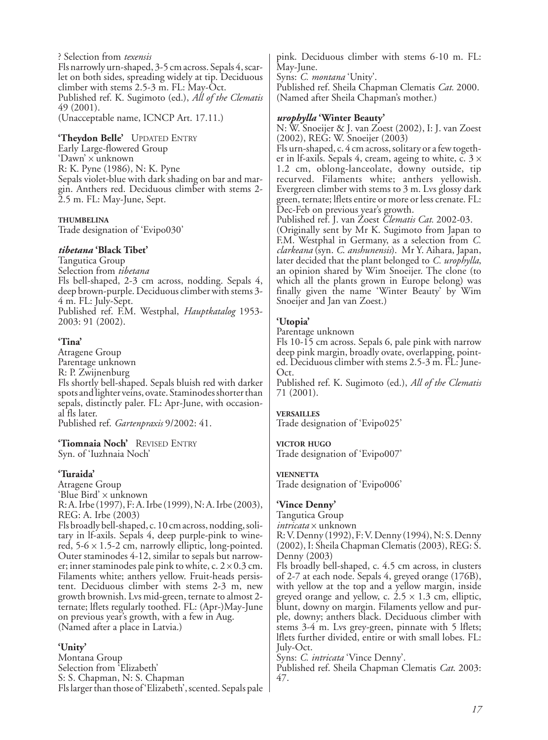? Selection from *texensis*
Fls narrowly urn-shaped, 3-5 cm across. Sepals 4, scarlet on both sides, spreading widely at tip. Deciduous climber with stems 2.5-3 m. FL: May-Oct.
Published ref. K. Sugimoto (ed.), *All of the Clematis* 49 (2001).
(Unacceptable name, ICNCP Art. 17.11.)

**'Theydon Belle'** UPDATED ENTRY
Early Large-flowered Group
'Dawn' × unknown
R: K. Pyne (1986), N: K. Pyne
Sepals violet-blue with dark shading on bar and margin. Anthers red. Deciduous climber with stems 2-2.5 m. FL: May-June, Sept.

**THUMBELINA**
Trade designation of 'Evipo030'

***tibetana* 'Black Tibet'**
Tangutica Group
Selection from *tibetana*
Fls bell-shaped, 2-3 cm across, nodding. Sepals 4, deep brown-purple. Deciduous climber with stems 3-4 m. FL: July-Sept.
Published ref. F.M. Westphal, *Hauptkatalog* 1953-2003: 91 (2002).

**'Tina'**
Atragene Group
Parentage unknown
R: P. Zwijnenburg
Fls shortly bell-shaped. Sepals bluish red with darker spots and lighter veins, ovate. Staminodes shorter than sepals, distinctly paler. FL: Apr-June, with occasional fls later.
Published ref. *Gartenpraxis* 9/2002: 41.

**'Tiomnaia Noch'** REVISED ENTRY
Syn. of 'Iuzhnaia Noch'

**'Turaida'**
Atragene Group
'Blue Bird' × unknown
R: A. Irbe (1997), F: A. Irbe (1999), N: A. Irbe (2003), REG: A. Irbe (2003)
Fls broadly bell-shaped, c. 10 cm across, nodding, solitary in lf-axils. Sepals 4, deep purple-pink to wine-red, 5-6 × 1.5-2 cm, narrowly elliptic, long-pointed. Outer staminodes 4-12, similar to sepals but narrower; inner staminodes pale pink to white, c. 2 × 0.3 cm. Filaments white; anthers yellow. Fruit-heads persistent. Deciduous climber with stems 2-3 m, new growth brownish. Lvs mid-green, ternate to almost 2-ternate; lflets regularly toothed. FL: (Apr-)May-June on previous year's growth, with a few in Aug.
(Named after a place in Latvia.)

**'Unity'**
Montana Group
Selection from 'Elizabeth'
S: S. Chapman, N: S. Chapman
Fls larger than those of 'Elizabeth', scented. Sepals pale pink. Deciduous climber with stems 6-10 m. FL: May-June.
Syns: *C. montana* 'Unity'.
Published ref. Sheila Chapman Clematis *Cat.* 2000.
(Named after Sheila Chapman's mother.)

***urophylla* 'Winter Beauty'**
N: W. Snoeijer & J. van Zoest (2002), I: J. van Zoest (2002), REG: W. Snoeijer (2003)
Fls urn-shaped, c. 4 cm across, solitary or a few together in lf-axils. Sepals 4, cream, ageing to white, c. 3 × 1.2 cm, oblong-lanceolate, downy outside, tip recurved. Filaments white; anthers yellowish. Evergreen climber with stems to 3 m. Lvs glossy dark green, ternate; lflets entire or more or less crenate. FL: Dec-Feb on previous year's growth.
Published ref. J. van Zoest *Clematis Cat.* 2002-03.
(Originally sent by Mr K. Sugimoto from Japan to F.M. Westphal in Germany, as a selection from *C. clarkeana* (syn. *C. anshunensis*). Mr Y. Aihara, Japan, later decided that the plant belonged to *C. urophylla*, an opinion shared by Wim Snoeijer. The clone (to which all the plants grown in Europe belong) was finally given the name 'Winter Beauty' by Wim Snoeijer and Jan van Zoest.)

**'Utopia'**
Parentage unknown
Fls 10-15 cm across. Sepals 6, pale pink with narrow deep pink margin, broadly ovate, overlapping, pointed. Deciduous climber with stems 2.5-3 m. FL: June-Oct.
Published ref. K. Sugimoto (ed.), *All of the Clematis* 71 (2001).

**VERSAILLES**
Trade designation of 'Evipo025'

**VICTOR HUGO**
Trade designation of 'Evipo007'

**VIENNETTA**
Trade designation of 'Evipo006'

**'Vince Denny'**
Tangutica Group
*intricata* × unknown
R: V. Denny (1992), F: V. Denny (1994), N: S. Denny (2002), I: Sheila Chapman Clematis (2003), REG: S. Denny (2003)
Fls broadly bell-shaped, c. 4.5 cm across, in clusters of 2-7 at each node. Sepals 4, greyed orange (176B), with yellow at the top and a yellow margin, inside greyed orange and yellow, c. 2.5 × 1.3 cm, elliptic, blunt, downy on margin. Filaments yellow and purple, downy; anthers black. Deciduous climber with stems 3-4 m. Lvs grey-green, pinnate with 5 lflets; lflets further divided, entire or with small lobes. FL: July-Oct.
Syns: *C. intricata* 'Vince Denny'.
Published ref. Sheila Chapman Clematis *Cat.* 2003: 47.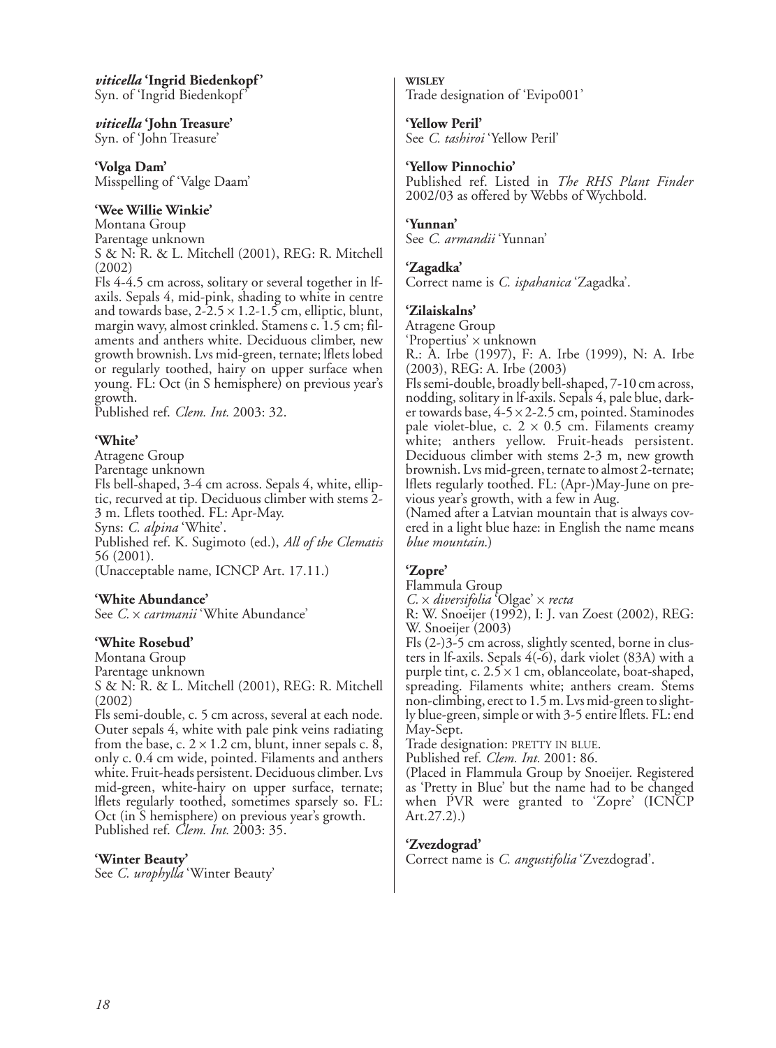***viticella* 'Ingrid Biedenkopf'**
Syn. of 'Ingrid Biedenkopf'

***viticella* 'John Treasure'**
Syn. of 'John Treasure'

**'Volga Dam'**
Misspelling of 'Valge Daam'

**'Wee Willie Winkie'**
Montana Group
Parentage unknown
S & N: R. & L. Mitchell (2001), REG: R. Mitchell (2002)
Fls 4-4.5 cm across, solitary or several together in lf-axils. Sepals 4, mid-pink, shading to white in centre and towards base, 2-2.5 × 1.2-1.5 cm, elliptic, blunt, margin wavy, almost crinkled. Stamens c. 1.5 cm; filaments and anthers white. Deciduous climber, new growth brownish. Lvs mid-green, ternate; lflets lobed or regularly toothed, hairy on upper surface when young. FL: Oct (in S hemisphere) on previous year's growth.
Published ref. *Clem. Int.* 2003: 32.

**'White'**
Atragene Group
Parentage unknown
Fls bell-shaped, 3-4 cm across. Sepals 4, white, elliptic, recurved at tip. Deciduous climber with stems 2-3 m. Lflets toothed. FL: Apr-May.
Syns: *C. alpina* 'White'.
Published ref. K. Sugimoto (ed.), *All of the Clematis* 56 (2001).
(Unacceptable name, ICNCP Art. 17.11.)

**'White Abundance'**
See *C.* × *cartmanii* 'White Abundance'

**'White Rosebud'**
Montana Group
Parentage unknown
S & N: R. & L. Mitchell (2001), REG: R. Mitchell (2002)
Fls semi-double, c. 5 cm across, several at each node. Outer sepals 4, white with pale pink veins radiating from the base, c. 2 × 1.2 cm, blunt, inner sepals c. 8, only c. 0.4 cm wide, pointed. Filaments and anthers white. Fruit-heads persistent. Deciduous climber. Lvs mid-green, white-hairy on upper surface, ternate; lflets regularly toothed, sometimes sparsely so. FL: Oct (in S hemisphere) on previous year's growth.
Published ref. *Clem. Int.* 2003: 35.

**'Winter Beauty'**
See *C. urophylla* 'Winter Beauty'

**WISLEY**
Trade designation of 'Evipo001'

**'Yellow Peril'**
See *C. tashiroi* 'Yellow Peril'

**'Yellow Pinnochio'**
Published ref. Listed in *The RHS Plant Finder* 2002/03 as offered by Webbs of Wychbold.

**'Yunnan'**
See *C. armandii* 'Yunnan'

**'Zagadka'**
Correct name is *C. ispahanica* 'Zagadka'.

**'Zilaiskalns'**
Atragene Group
'Propertius' × unknown
R.: A. Irbe (1997), F: A. Irbe (1999), N: A. Irbe (2003), REG: A. Irbe (2003)
Fls semi-double, broadly bell-shaped, 7-10 cm across, nodding, solitary in lf-axils. Sepals 4, pale blue, darker towards base, 4-5 × 2-2.5 cm, pointed. Staminodes pale violet-blue, c. 2 × 0.5 cm. Filaments creamy white; anthers yellow. Fruit-heads persistent. Deciduous climber with stems 2-3 m, new growth brownish. Lvs mid-green, ternate to almost 2-ternate; lflets regularly toothed. FL: (Apr-)May-June on previous year's growth, with a few in Aug.
(Named after a Latvian mountain that is always covered in a light blue haze: in English the name means *blue mountain*.)

**'Zopre'**
Flammula Group
*C.* × *diversifolia* 'Olgae' × *recta*
R: W. Snoeijer (1992), I: J. van Zoest (2002), REG: W. Snoeijer (2003)
Fls (2-)3-5 cm across, slightly scented, borne in clusters in lf-axils. Sepals 4(-6), dark violet (83A) with a purple tint, c. 2.5 × 1 cm, oblanceolate, boat-shaped, spreading. Filaments white; anthers cream. Stems non-climbing, erect to 1.5 m. Lvs mid-green to slightly blue-green, simple or with 3-5 entire lflets. FL: end May-Sept.
Trade designation: PRETTY IN BLUE.
Published ref. *Clem. Int.* 2001: 86.
(Placed in Flammula Group by Snoeijer. Registered as 'Pretty in Blue' but the name had to be changed when PVR were granted to 'Zopre' (ICNCP Art.27.2).)

**'Zvezdograd'**
Correct name is *C. angustifolia* 'Zvezdograd'.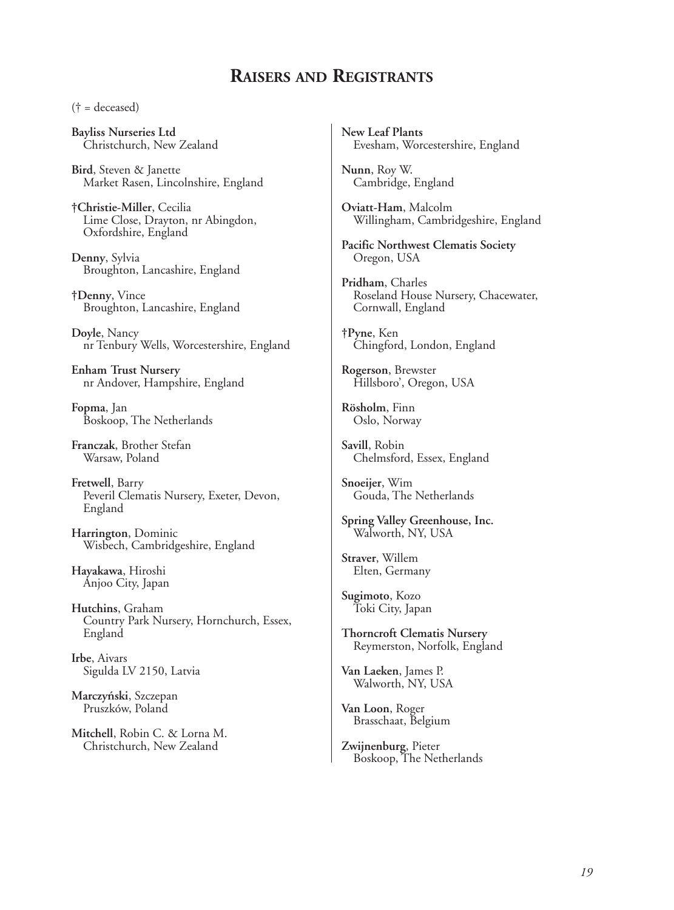# Raisers and Registrants

(† = deceased)

**Bayliss Nurseries Ltd**
Christchurch, New Zealand

**Bird**, Steven & Janette
Market Rasen, Lincolnshire, England

**†Christie-Miller**, Cecilia
Lime Close, Drayton, nr Abingdon, Oxfordshire, England

**Denny**, Sylvia
Broughton, Lancashire, England

**†Denny**, Vince
Broughton, Lancashire, England

**Doyle**, Nancy
nr Tenbury Wells, Worcestershire, England

**Enham Trust Nursery**
nr Andover, Hampshire, England

**Fopma**, Jan
Boskoop, The Netherlands

**Franczak**, Brother Stefan
Warsaw, Poland

**Fretwell**, Barry
Peveril Clematis Nursery, Exeter, Devon, England

**Harrington**, Dominic
Wisbech, Cambridgeshire, England

**Hayakawa**, Hiroshi
Anjoo City, Japan

**Hutchins**, Graham
Country Park Nursery, Hornchurch, Essex, England

**Irbe**, Aivars
Sigulda LV 2150, Latvia

**Marczyński**, Szczepan
Pruszków, Poland

**Mitchell**, Robin C. & Lorna M.
Christchurch, New Zealand

**New Leaf Plants**
Evesham, Worcestershire, England

**Nunn**, Roy W.
Cambridge, England

**Oviatt-Ham**, Malcolm
Willingham, Cambridgeshire, England

**Pacific Northwest Clematis Society**
Oregon, USA

**Pridham**, Charles
Roseland House Nursery, Chacewater, Cornwall, England

**†Pyne**, Ken
Chingford, London, England

**Rogerson**, Brewster
Hillsboro', Oregon, USA

**Rösholm**, Finn
Oslo, Norway

**Savill**, Robin
Chelmsford, Essex, England

**Snoeijer**, Wim
Gouda, The Netherlands

**Spring Valley Greenhouse, Inc.**
Walworth, NY, USA

**Straver**, Willem
Elten, Germany

**Sugimoto**, Kozo
Toki City, Japan

**Thorncroft Clematis Nursery**
Reymerston, Norfolk, England

**Van Laeken**, James P.
Walworth, NY, USA

**Van Loon**, Roger
Brasschaat, Belgium

**Zwijnenburg**, Pieter
Boskoop, The Netherlands